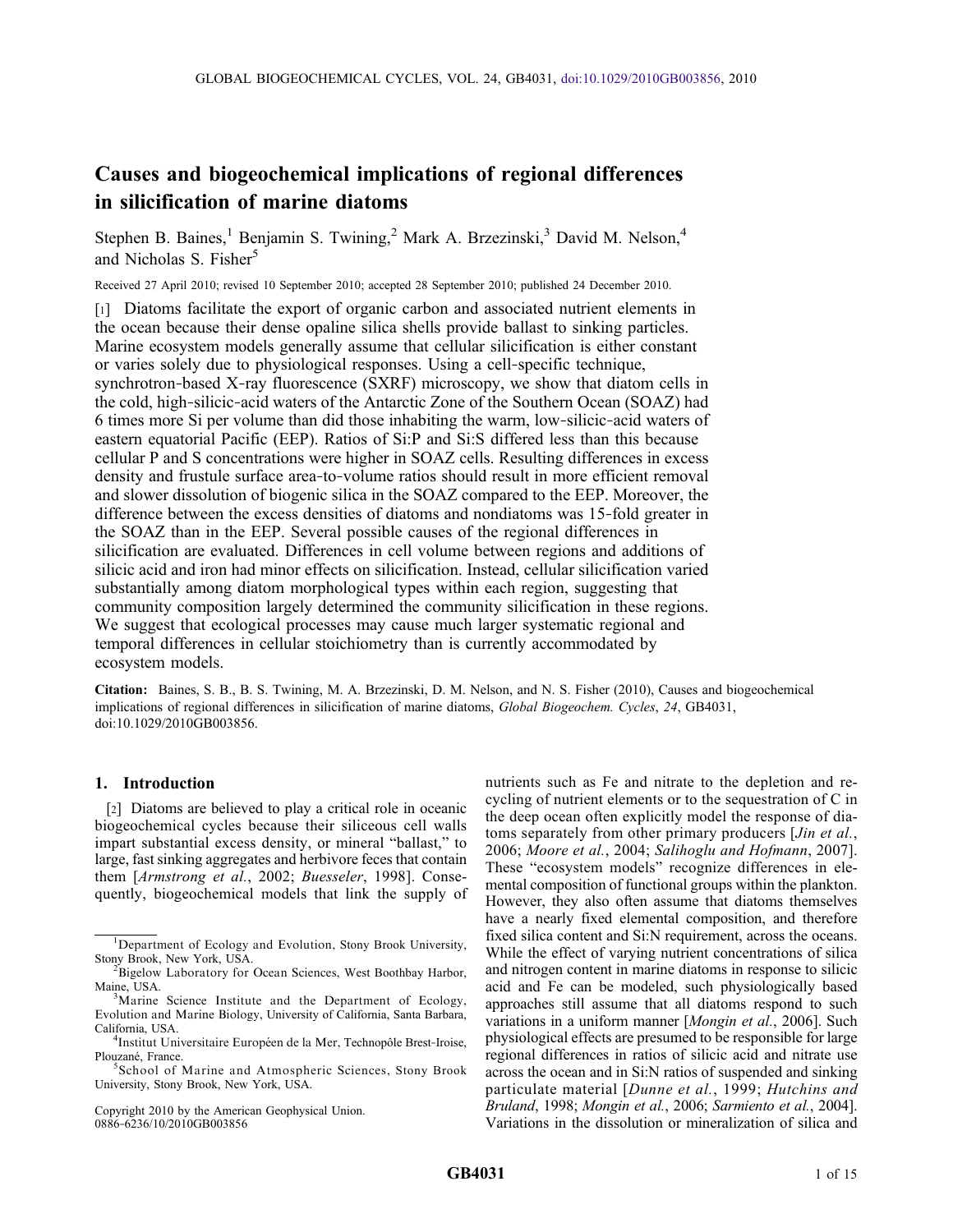# Causes and biogeochemical implications of regional differences in silicification of marine diatoms

Stephen B. Baines,[1] Benjamin S. Twining,[2] Mark A. Brzezinski,[3] David M. Nelson,[4] and Nicholas S. Fisher[5]

Received 27 April 2010; revised 10 September 2010; accepted 28 September 2010; published 24 December 2010.

[1] Diatoms facilitate the export of organic carbon and associated nutrient elements in the ocean because their dense opaline silica shells provide ballast to sinking particles. Marine ecosystem models generally assume that cellular silicification is either constant or varies solely due to physiological responses. Using a cell-specific technique, synchrotron-based X-ray fluorescence (SXRF) microscopy, we show that diatom cells in the cold, high-silicic-acid waters of the Antarctic Zone of the Southern Ocean (SOAZ) had 6 times more Si per volume than did those inhabiting the warm, low-silicic-acid waters of eastern equatorial Pacific (EEP). Ratios of Si:P and Si:S differed less than this because cellular P and S concentrations were higher in SOAZ cells. Resulting differences in excess density and frustule surface area-to-volume ratios should result in more efficient removal and slower dissolution of biogenic silica in the SOAZ compared to the EEP. Moreover, the difference between the excess densities of diatoms and nondiatoms was 15-fold greater in the SOAZ than in the EEP. Several possible causes of the regional differences in silicification are evaluated. Differences in cell volume between regions and additions of silicic acid and iron had minor effects on silicification. Instead, cellular silicification varied substantially among diatom morphological types within each region, suggesting that community composition largely determined the community silicification in these regions. We suggest that ecological processes may cause much larger systematic regional and temporal differences in cellular stoichiometry than is currently accommodated by ecosystem models.

**Citation:** Baines, S. B., B. S. Twining, M. A. Brzezinski, D. M. Nelson, and N. S. Fisher (2010), Causes and biogeochemical implications of regional differences in silicification of marine diatoms, *Global Biogeochem. Cycles*, *24*, GB4031, doi:10.1029/2010GB003856.

## 1. Introduction

[2] Diatoms are believed to play a critical role in oceanic biogeochemical cycles because their siliceous cell walls impart substantial excess density, or mineral "ballast," to large, fast sinking aggregates and herbivore feces that contain them [*Armstrong et al.*, 2002; *Buesseler*, 1998]. Consequently, biogeochemical models that link the supply of nutrients such as Fe and nitrate to the depletion and recycling of nutrient elements or to the sequestration of C in the deep ocean often explicitly model the response of diatoms separately from other primary producers [*Jin et al.*, 2006; *Moore et al.*, 2004; *Salihoglu and Hofmann*, 2007]. These "ecosystem models" recognize differences in elemental composition of functional groups within the plankton. However, they also often assume that diatoms themselves have a nearly fixed elemental composition, and therefore fixed silica content and Si:N requirement, across the oceans. While the effect of varying nutrient concentrations of silica and nitrogen content in marine diatoms in response to silicic acid and Fe can be modeled, such physiologically based approaches still assume that all diatoms respond to such variations in a uniform manner [*Mongin et al.*, 2006]. Such physiological effects are presumed to be responsible for large regional differences in ratios of silicic acid and nitrate use across the ocean and in Si:N ratios of suspended and sinking particulate material [*Dunne et al.*, 1999; *Hutchins and Bruland*, 1998; *Mongin et al.*, 2006; *Sarmiento et al.*, 2004]. Variations in the dissolution or mineralization of silica and

---

[1] Department of Ecology and Evolution, Stony Brook University, Stony Brook, New York, USA.

[2] Bigelow Laboratory for Ocean Sciences, West Boothbay Harbor, Maine, USA.

[3] Marine Science Institute and the Department of Ecology, Evolution and Marine Biology, University of California, Santa Barbara, California, USA.

[4] Institut Universitaire Européen de la Mer, Technopôle Brest-Iroise, Plouzané, France.

[5] School of Marine and Atmospheric Sciences, Stony Brook University, Stony Brook, New York, USA.

Copyright 2010 by the American Geophysical Union.
0886-6236/10/2010GB003856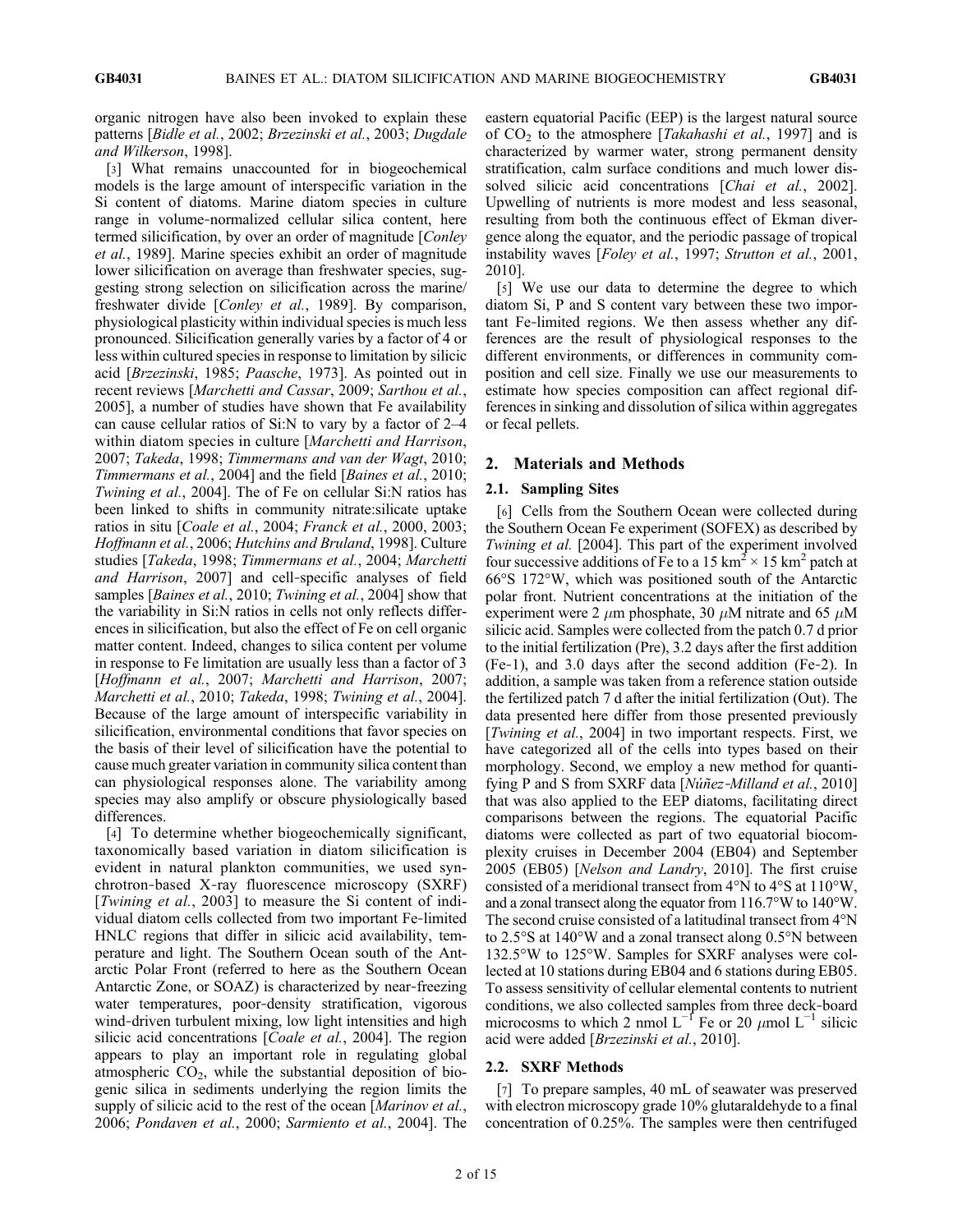organic nitrogen have also been invoked to explain these patterns [*Bidle et al.*, 2002; *Brzezinski et al.*, 2003; *Dugdale and Wilkerson*, 1998].

[3] What remains unaccounted for in biogeochemical models is the large amount of interspecific variation in the Si content of diatoms. Marine diatom species in culture range in volume-normalized cellular silica content, here termed silicification, by over an order of magnitude [*Conley et al.*, 1989]. Marine species exhibit an order of magnitude lower silicification on average than freshwater species, suggesting strong selection on silicification across the marine/freshwater divide [*Conley et al.*, 1989]. By comparison, physiological plasticity within individual species is much less pronounced. Silicification generally varies by a factor of 4 or less within cultured species in response to limitation by silicic acid [*Brzezinski*, 1985; *Paasche*, 1973]. As pointed out in recent reviews [*Marchetti and Cassar*, 2009; *Sarthou et al.*, 2005], a number of studies have shown that Fe availability can cause cellular ratios of Si:N to vary by a factor of 2–4 within diatom species in culture [*Marchetti and Harrison*, 2007; *Takeda*, 1998; *Timmermans and van der Wagt*, 2010; *Timmermans et al.*, 2004] and the field [*Baines et al.*, 2010; *Twining et al.*, 2004]. The of Fe on cellular Si:N ratios has been linked to shifts in community nitrate:silicate uptake ratios in situ [*Coale et al.*, 2004; *Franck et al.*, 2000, 2003; *Hoffmann et al.*, 2006; *Hutchins and Bruland*, 1998]. Culture studies [*Takeda*, 1998; *Timmermans et al.*, 2004; *Marchetti and Harrison*, 2007] and cell-specific analyses of field samples [*Baines et al.*, 2010; *Twining et al.*, 2004] show that the variability in Si:N ratios in cells not only reflects differences in silicification, but also the effect of Fe on cell organic matter content. Indeed, changes to silica content per volume in response to Fe limitation are usually less than a factor of 3 [*Hoffmann et al.*, 2007; *Marchetti and Harrison*, 2007; *Marchetti et al.*, 2010; *Takeda*, 1998; *Twining et al.*, 2004]. Because of the large amount of interspecific variability in silicification, environmental conditions that favor species on the basis of their level of silicification have the potential to cause much greater variation in community silica content than can physiological responses alone. The variability among species may also amplify or obscure physiologically based differences.

[4] To determine whether biogeochemically significant, taxonomically based variation in diatom silicification is evident in natural plankton communities, we used synchrotron-based X-ray fluorescence microscopy (SXRF) [*Twining et al.*, 2003] to measure the Si content of individual diatom cells collected from two important Fe-limited HNLC regions that differ in silicic acid availability, temperature and light. The Southern Ocean south of the Antarctic Polar Front (referred to here as the Southern Ocean Antarctic Zone, or SOAZ) is characterized by near-freezing water temperatures, poor-density stratification, vigorous wind-driven turbulent mixing, low light intensities and high silicic acid concentrations [*Coale et al.*, 2004]. The region appears to play an important role in regulating global atmospheric $CO_2$, while the substantial deposition of biogenic silica in sediments underlying the region limits the supply of silicic acid to the rest of the ocean [*Marinov et al.*, 2006; *Pondaven et al.*, 2000; *Sarmiento et al.*, 2004]. The eastern equatorial Pacific (EEP) is the largest natural source of $CO_2$ to the atmosphere [*Takahashi et al.*, 1997] and is characterized by warmer water, strong permanent density stratification, calm surface conditions and much lower dissolved silicic acid concentrations [*Chai et al.*, 2002]. Upwelling of nutrients is more modest and less seasonal, resulting from both the continuous effect of Ekman divergence along the equator, and the periodic passage of tropical instability waves [*Foley et al.*, 1997; *Strutton et al.*, 2001, 2010].

[5] We use our data to determine the degree to which diatom Si, P and S content vary between these two important Fe-limited regions. We then assess whether any differences are the result of physiological responses to the different environments, or differences in community composition and cell size. Finally we use our measurements to estimate how species composition can affect regional differences in sinking and dissolution of silica within aggregates or fecal pellets.

## 2. Materials and Methods

### 2.1. Sampling Sites

[6] Cells from the Southern Ocean were collected during the Southern Ocean Fe experiment (SOFEX) as described by *Twining et al.* [2004]. This part of the experiment involved four successive additions of Fe to a 15 $km^2$ × 15 $km^2$ patch at 66°S 172°W, which was positioned south of the Antarctic polar front. Nutrient concentrations at the initiation of the experiment were 2 $\mu$m phosphate, 30 $\mu$M nitrate and 65 $\mu$M silicic acid. Samples were collected from the patch 0.7 d prior to the initial fertilization (Pre), 3.2 days after the first addition (Fe-1), and 3.0 days after the second addition (Fe-2). In addition, a sample was taken from a reference station outside the fertilized patch 7 d after the initial fertilization (Out). The data presented here differ from those presented previously [*Twining et al.*, 2004] in two important respects. First, we have categorized all of the cells into types based on their morphology. Second, we employ a new method for quantifying P and S from SXRF data [*Núñez-Milland et al.*, 2010] that was also applied to the EEP diatoms, facilitating direct comparisons between the regions. The equatorial Pacific diatoms were collected as part of two equatorial biocomplexity cruises in December 2004 (EB04) and September 2005 (EB05) [*Nelson and Landry*, 2010]. The first cruise consisted of a meridional transect from 4°N to 4°S at 110°W, and a zonal transect along the equator from 116.7°W to 140°W. The second cruise consisted of a latitudinal transect from 4°N to 2.5°S at 140°W and a zonal transect along 0.5°N between 132.5°W to 125°W. Samples for SXRF analyses were collected at 10 stations during EB04 and 6 stations during EB05. To assess sensitivity of cellular elemental contents to nutrient conditions, we also collected samples from three deck-board microcosms to which 2 nmol $L^{-1}$ Fe or 20 $\mu$mol $L^{-1}$ silicic acid were added [*Brzezinski et al.*, 2010].

### 2.2. SXRF Methods

[7] To prepare samples, 40 mL of seawater was preserved with electron microscopy grade 10% glutaraldehyde to a final concentration of 0.25%. The samples were then centrifuged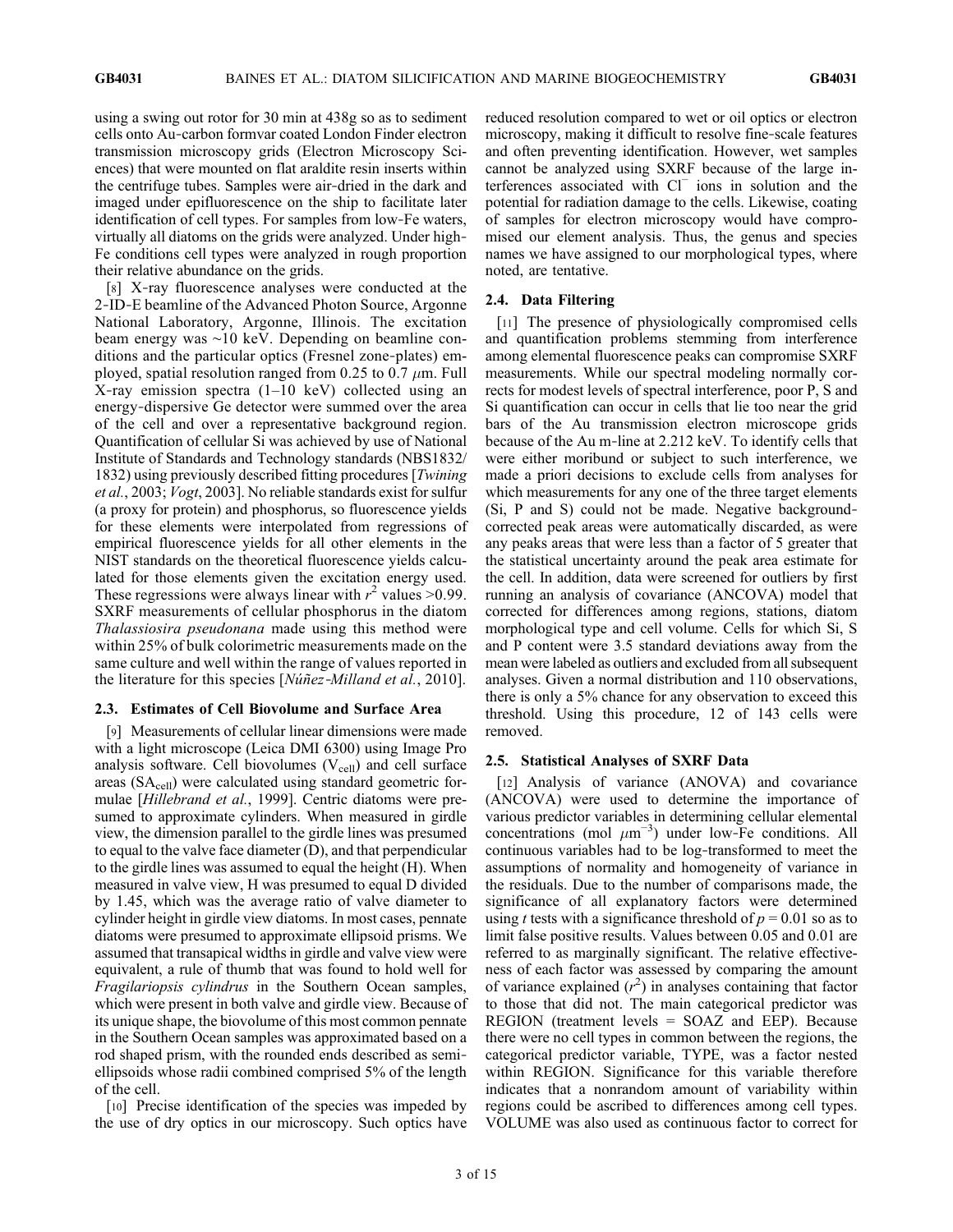using a swing out rotor for 30 min at 438g so as to sediment cells onto Au-carbon formvar coated London Finder electron transmission microscopy grids (Electron Microscopy Sciences) that were mounted on flat araldite resin inserts within the centrifuge tubes. Samples were air-dried in the dark and imaged under epifluorescence on the ship to facilitate later identification of cell types. For samples from low-Fe waters, virtually all diatoms on the grids were analyzed. Under high-Fe conditions cell types were analyzed in rough proportion their relative abundance on the grids.

[8] X-ray fluorescence analyses were conducted at the 2-ID-E beamline of the Advanced Photon Source, Argonne National Laboratory, Argonne, Illinois. The excitation beam energy was ~10 keV. Depending on beamline conditions and the particular optics (Fresnel zone-plates) employed, spatial resolution ranged from 0.25 to 0.7 $\mu$m. Full X-ray emission spectra (1–10 keV) collected using an energy-dispersive Ge detector were summed over the area of the cell and over a representative background region. Quantification of cellular Si was achieved by use of National Institute of Standards and Technology standards (NBS1832/1832) using previously described fitting procedures [*Twining et al.*, 2003; *Vogt*, 2003]. No reliable standards exist for sulfur (a proxy for protein) and phosphorus, so fluorescence yields for these elements were interpolated from regressions of empirical fluorescence yields for all other elements in the NIST standards on the theoretical fluorescence yields calculated for those elements given the excitation energy used. These regressions were always linear with $r^2$ values >0.99. SXRF measurements of cellular phosphorus in the diatom *Thalassiosira pseudonana* made using this method were within 25% of bulk colorimetric measurements made on the same culture and well within the range of values reported in the literature for this species [*Núñez-Milland et al.*, 2010].

### 2.3. Estimates of Cell Biovolume and Surface Area

[9] Measurements of cellular linear dimensions were made with a light microscope (Leica DMI 6300) using Image Pro analysis software. Cell biovolumes ($V_{cell}$) and cell surface areas ($SA_{cell}$) were calculated using standard geometric formulae [*Hillebrand et al.*, 1999]. Centric diatoms were presumed to approximate cylinders. When measured in girdle view, the dimension parallel to the girdle lines was presumed to equal to the valve face diameter (D), and that perpendicular to the girdle lines was assumed to equal the height (H). When measured in valve view, H was presumed to equal D divided by 1.45, which was the average ratio of valve diameter to cylinder height in girdle view diatoms. In most cases, pennate diatoms were presumed to approximate ellipsoid prisms. We assumed that transapical widths in girdle and valve view were equivalent, a rule of thumb that was found to hold well for *Fragilariopsis cylindrus* in the Southern Ocean samples, which were present in both valve and girdle view. Because of its unique shape, the biovolume of this most common pennate in the Southern Ocean samples was approximated based on a rod shaped prism, with the rounded ends described as semi-ellipsoids whose radii combined comprised 5% of the length of the cell.

[10] Precise identification of the species was impeded by the use of dry optics in our microscopy. Such optics have reduced resolution compared to wet or oil optics or electron microscopy, making it difficult to resolve fine-scale features and often preventing identification. However, wet samples cannot be analyzed using SXRF because of the large interferences associated with $Cl^-$ ions in solution and the potential for radiation damage to the cells. Likewise, coating of samples for electron microscopy would have compromised our element analysis. Thus, the genus and species names we have assigned to our morphological types, where noted, are tentative.

### 2.4. Data Filtering

[11] The presence of physiologically compromised cells and quantification problems stemming from interference among elemental fluorescence peaks can compromise SXRF measurements. While our spectral modeling normally corrects for modest levels of spectral interference, poor P, S and Si quantification can occur in cells that lie too near the grid bars of the Au transmission electron microscope grids because of the Au m-line at 2.212 keV. To identify cells that were either moribund or subject to such interference, we made a priori decisions to exclude cells from analyses for which measurements for any one of the three target elements (Si, P and S) could not be made. Negative background-corrected peak areas were automatically discarded, as were any peaks areas that were less than a factor of 5 greater that the statistical uncertainty around the peak area estimate for the cell. In addition, data were screened for outliers by first running an analysis of covariance (ANCOVA) model that corrected for differences among regions, stations, diatom morphological type and cell volume. Cells for which Si, S and P content were 3.5 standard deviations away from the mean were labeled as outliers and excluded from all subsequent analyses. Given a normal distribution and 110 observations, there is only a 5% chance for any observation to exceed this threshold. Using this procedure, 12 of 143 cells were removed.

### 2.5. Statistical Analyses of SXRF Data

[12] Analysis of variance (ANOVA) and covariance (ANCOVA) were used to determine the importance of various predictor variables in determining cellular elemental concentrations (mol $\mu m^{-3}$) under low-Fe conditions. All continuous variables had to be log-transformed to meet the assumptions of normality and homogeneity of variance in the residuals. Due to the number of comparisons made, the significance of all explanatory factors were determined using *t* tests with a significance threshold of $p = 0.01$ so as to limit false positive results. Values between 0.05 and 0.01 are referred to as marginally significant. The relative effectiveness of each factor was assessed by comparing the amount of variance explained ($r^2$) in analyses containing that factor to those that did not. The main categorical predictor was REGION (treatment levels = SOAZ and EEP). Because there were no cell types in common between the regions, the categorical predictor variable, TYPE, was a factor nested within REGION. Significance for this variable therefore indicates that a nonrandom amount of variability within regions could be ascribed to differences among cell types. VOLUME was also used as continuous factor to correct for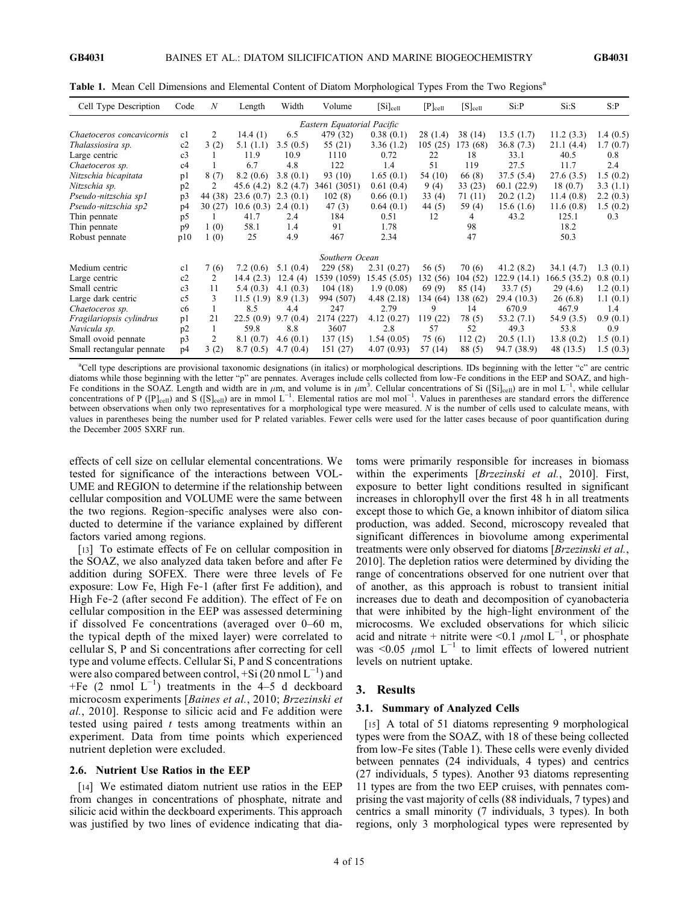**Table 1.** Mean Cell Dimensions and Elemental Content of Diatom Morphological Types From the Two Regions[a]

| Cell Type Description | Code | N | Length | Width | Volume | $[Si]_{cell}$ | $[P]_{cell}$ | $[S]_{cell}$ | Si:P | Si:S | S:P |
|---|---|---|---|---|---|---|---|---|---|---|---|
| *Eastern Equatorial Pacific* | | | | | | | | | | | |
| *Chaetoceros concavicornis* | c1 | 2 | 14.4 (1) | 6.5 | 479 (32) | 0.38 (0.1) | 28 (1.4) | 38 (14) | 13.5 (1.7) | 11.2 (3.3) | 1.4 (0.5) |
| *Thalassiosira sp.* | c2 | 3 (2) | 5.1 (1.1) | 3.5 (0.5) | 55 (21) | 3.36 (1.2) | 105 (25) | 173 (68) | 36.8 (7.3) | 21.1 (4.4) | 1.7 (0.7) |
| Large centric | c3 | 1 | 11.9 | 10.9 | 1110 | 0.72 | 22 | 18 | 33.1 | 40.5 | 0.8 |
| *Chaetoceros sp.* | c4 | 1 | 6.7 | 4.8 | 122 | 1.4 | 51 | 119 | 27.5 | 11.7 | 2.4 |
| *Nitzschia bicapitata* | p1 | 8 (7) | 8.2 (0.6) | 3.8 (0.1) | 93 (10) | 1.65 (0.1) | 54 (10) | 66 (8) | 37.5 (5.4) | 27.6 (3.5) | 1.5 (0.2) |
| *Nitzschia sp.* | p2 | 2 | 45.6 (4.2) | 8.2 (4.7) | 3461 (3051) | 0.61 (0.4) | 9 (4) | 33 (23) | 60.1 (22.9) | 18 (0.7) | 3.3 (1.1) |
| *Pseudo-nitzschia sp1* | p3 | 44 (38) | 23.6 (0.7) | 2.3 (0.1) | 102 (8) | 0.66 (0.1) | 33 (4) | 71 (11) | 20.2 (1.2) | 11.4 (0.8) | 2.2 (0.3) |
| *Pseudo-nitzschia sp2* | p4 | 30 (27) | 10.6 (0.3) | 2.4 (0.1) | 47 (3) | 0.64 (0.1) | 44 (5) | 59 (4) | 15.6 (1.6) | 11.6 (0.8) | 1.5 (0.2) |
| Thin pennate | p5 | 1 | 41.7 | 2.4 | 184 | 0.51 | 12 | 4 | 43.2 | 125.1 | 0.3 |
| Thin pennate | p9 | 1 (0) | 58.1 | 1.4 | 91 | 1.78 | | 98 | | 18.2 | |
| Robust pennate | p10 | 1 (0) | 25 | 4.9 | 467 | 2.34 | | 47 | | 50.3 | |
| *Southern Ocean* | | | | | | | | | | | |
| Medium centric | c1 | 7 (6) | 7.2 (0.6) | 5.1 (0.4) | 229 (58) | 2.31 (0.27) | 56 (5) | 70 (6) | 41.2 (8.2) | 34.1 (4.7) | 1.3 (0.1) |
| Large centric | c2 | 2 | 14.4 (2.3) | 12.4 (4) | 1539 (1059) | 15.45 (5.05) | 132 (56) | 104 (52) | 122.9 (14.1) | 166.5 (35.2) | 0.8 (0.1) |
| Small centric | c3 | 11 | 5.4 (0.3) | 4.1 (0.3) | 104 (18) | 1.9 (0.08) | 69 (9) | 85 (14) | 33.7 (5) | 29 (4.6) | 1.2 (0.1) |
| Large dark centric | c5 | 3 | 11.5 (1.9) | 8.9 (1.3) | 994 (507) | 4.48 (2.18) | 134 (64) | 138 (62) | 29.4 (10.3) | 26 (6.8) | 1.1 (0.1) |
| *Chaetoceros sp.* | c6 | 1 | 8.5 | 4.4 | 247 | 2.79 | 9 | 14 | 670.9 | 467.9 | 1.4 |
| *Fragilariopsis cylindrus* | p1 | 21 | 22.5 (0.9) | 9.7 (0.4) | 2174 (227) | 4.12 (0.27) | 119 (22) | 78 (5) | 53.2 (7.1) | 54.9 (3.5) | 0.9 (0.1) |
| *Navicula sp.* | p2 | 1 | 59.8 | 8.8 | 3607 | 2.8 | 57 | 52 | 49.3 | 53.8 | 0.9 |
| Small ovoid pennate | p3 | 2 | 8.1 (0.7) | 4.6 (0.1) | 137 (15) | 1.54 (0.05) | 75 (6) | 112 (2) | 20.5 (1.1) | 13.8 (0.2) | 1.5 (0.1) |
| Small rectangular pennate | p4 | 3 (2) | 8.7 (0.5) | 4.7 (0.4) | 151 (27) | 4.07 (0.93) | 57 (14) | 88 (5) | 94.7 (38.9) | 48 (13.5) | 1.5 (0.3) |

[a]Cell type descriptions are provisional taxonomic designations (in italics) or morphological descriptions. IDs beginning with the letter "c" are centric diatoms while those beginning with the letter "p" are pennates. Averages include cells collected from low-Fe conditions in the EEP and SOAZ, and high-Fe conditions in the SOAZ. Length and width are in $\mu$m, and volume is in $\mu m^3$. Cellular concentrations of Si ($[Si]_{cell}$) are in mol $L^{-1}$, while cellular concentrations of P ($[P]_{cell}$) and S ($[S]_{cell}$) are in mmol $L^{-1}$. Elemental ratios are mol $mol^{-1}$. Values in parentheses are standard errors the difference between observations when only two representatives for a morphological type were measured. $N$ is the number of cells used to calculate means, with values in parentheses being the number used for P related variables. Fewer cells were used for the latter cases because of poor quantification during the December 2005 SXRF run.

effects of cell size on cellular elemental concentrations. We tested for significance of the interactions between VOLUME and REGION to determine if the relationship between cellular composition and VOLUME were the same between the two regions. Region-specific analyses were also conducted to determine if the variance explained by different factors varied among regions.

[13] To estimate effects of Fe on cellular composition in the SOAZ, we also analyzed data taken before and after Fe addition during SOFEX. There were three levels of Fe exposure: Low Fe, High Fe-1 (after first Fe addition), and High Fe-2 (after second Fe addition). The effect of Fe on cellular composition in the EEP was assessed determining if dissolved Fe concentrations (averaged over 0–60 m, the typical depth of the mixed layer) were correlated to cellular S, P and Si concentrations after correcting for cell type and volume effects. Cellular Si, P and S concentrations were also compared between control, +Si (20 nmol $L^{-1}$) and +Fe (2 nmol $L^{-1}$) treatments in the 4–5 d deckboard microcosm experiments [*Baines et al.*, 2010; *Brzezinski et al.*, 2010]. Response to silicic acid and Fe addition were tested using paired $t$ tests among treatments within an experiment. Data from time points which experienced nutrient depletion were excluded.

### 2.6. Nutrient Use Ratios in the EEP

[14] We estimated diatom nutrient use ratios in the EEP from changes in concentrations of phosphate, nitrate and silicic acid within the deckboard experiments. This approach was justified by two lines of evidence indicating that diatoms were primarily responsible for increases in biomass within the experiments [*Brzezinski et al.*, 2010]. First, exposure to better light conditions resulted in significant increases in chlorophyll over the first 48 h in all treatments except those to which Ge, a known inhibitor of diatom silica production, was added. Second, microscopy revealed that significant differences in biovolume among experimental treatments were only observed for diatoms [*Brzezinski et al.*, 2010]. The depletion ratios were determined by dividing the range of concentrations observed for one nutrient over that of another, as this approach is robust to transient initial increases due to death and decomposition of cyanobacteria that were inhibited by the high-light environment of the microcosms. We excluded observations for which silicic acid and nitrate + nitrite were <0.1 $\mu$mol $L^{-1}$, or phosphate was <0.05 $\mu$mol $L^{-1}$ to limit effects of lowered nutrient levels on nutrient uptake.

## 3. Results

### 3.1. Summary of Analyzed Cells

[15] A total of 51 diatoms representing 9 morphological types were from the SOAZ, with 18 of these being collected from low-Fe sites (Table 1). These cells were evenly divided between pennates (24 individuals, 4 types) and centrics (27 individuals, 5 types). Another 93 diatoms representing 11 types are from the two EEP cruises, with pennates comprising the vast majority of cells (88 individuals, 7 types) and centrics a small minority (7 individuals, 3 types). In both regions, only 3 morphological types were represented by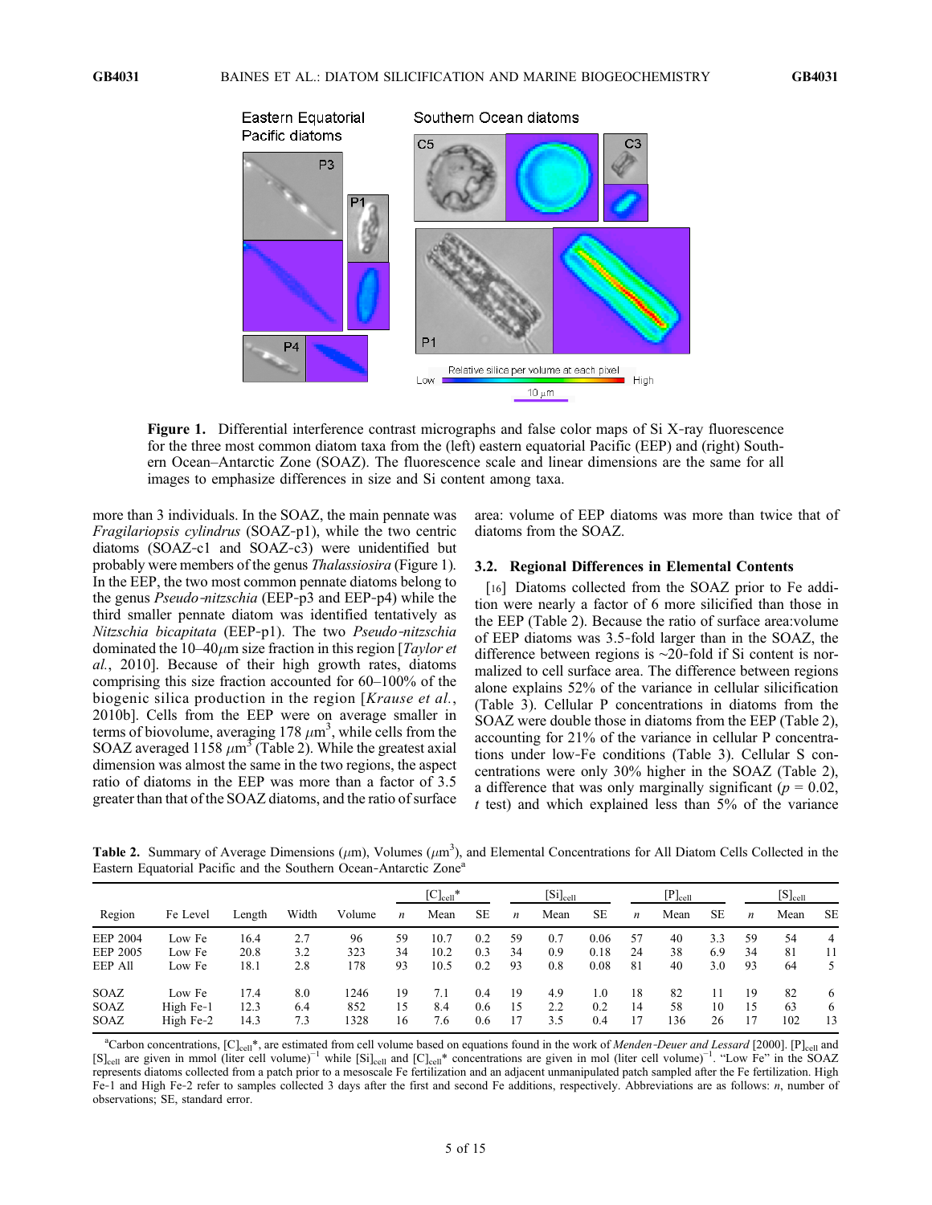Figure 1. Differential interference contrast micrographs and false color maps of Si X-ray fluorescence for the three most common diatom taxa from the (left) eastern equatorial Pacific (EEP) and (right) Southern Ocean–Antarctic Zone (SOAZ). The fluorescence scale and linear dimensions are the same for all images to emphasize differences in size and Si content among taxa.

more than 3 individuals. In the SOAZ, the main pennate was *Fragilariopsis cylindrus* (SOAZ-p1), while the two centric diatoms (SOAZ-c1 and SOAZ-c3) were unidentified but probably were members of the genus *Thalassiosira* (Figure 1). In the EEP, the two most common pennate diatoms belong to the genus *Pseudo-nitzschia* (EEP-p3 and EEP-p4) while the third smaller pennate diatom was identified tentatively as *Nitzschia bicapitata* (EEP-p1). The two *Pseudo-nitzschia* dominated the 10–40$\mu$m size fraction in this region [*Taylor et al.*, 2010]. Because of their high growth rates, diatoms comprising this size fraction accounted for 60–100% of the biogenic silica production in the region [*Krause et al.*, 2010b]. Cells from the EEP were on average smaller in terms of biovolume, averaging 178 $\mu m^3$, while cells from the SOAZ averaged 1158 $\mu m^3$ (Table 2). While the greatest axial dimension was almost the same in the two regions, the aspect ratio of diatoms in the EEP was more than a factor of 3.5 greater than that of the SOAZ diatoms, and the ratio of surface area: volume of EEP diatoms was more than twice that of diatoms from the SOAZ.

### 3.2. Regional Differences in Elemental Contents

[16] Diatoms collected from the SOAZ prior to Fe addition were nearly a factor of 6 more silicified than those in the EEP (Table 2). Because the ratio of surface area:volume of EEP diatoms was 3.5-fold larger than in the SOAZ, the difference between regions is ~20-fold if Si content is normalized to cell surface area. The difference between regions alone explains 52% of the variance in cellular silicification (Table 3). Cellular P concentrations in diatoms from the SOAZ were double those in diatoms from the EEP (Table 2), accounting for 21% of the variance in cellular P concentrations under low-Fe conditions (Table 3). Cellular S concentrations were only 30% higher in the SOAZ (Table 2), a difference that was only marginally significant ($p = 0.02$, *t* test) and which explained less than 5% of the variance

**Table 2.** Summary of Average Dimensions ($\mu$m), Volumes ($\mu m^3$), and Elemental Concentrations for All Diatom Cells Collected in the Eastern Equatorial Pacific and the Southern Ocean-Antarctic Zone[a]

| Region | Fe Level | Length | Width | Volume | $[C]_{cell}$* | | | $[Si]_{cell}$ | | | $[P]_{cell}$ | | | $[S]_{cell}$ | | |
|---|---|---|---|---|---|---|---|---|---|---|---|---|---|---|---|---|
| | | | | | *n* | Mean | SE | *n* | Mean | SE | *n* | Mean | SE | *n* | Mean | SE |
| EEP 2004 | Low Fe | 16.4 | 2.7 | 96 | 59 | 10.7 | 0.2 | 59 | 0.7 | 0.06 | 57 | 40 | 3.3 | 59 | 54 | 4 |
| EEP 2005 | Low Fe | 20.8 | 3.2 | 323 | 34 | 10.2 | 0.3 | 34 | 0.9 | 0.18 | 24 | 38 | 6.9 | 34 | 81 | 11 |
| EEP All | Low Fe | 18.1 | 2.8 | 178 | 93 | 10.5 | 0.2 | 93 | 0.8 | 0.08 | 81 | 40 | 3.0 | 93 | 64 | 5 |
| SOAZ | Low Fe | 17.4 | 8.0 | 1246 | 19 | 7.1 | 0.4 | 19 | 4.9 | 1.0 | 18 | 82 | 11 | 19 | 82 | 6 |
| SOAZ | High Fe-1 | 12.3 | 6.4 | 852 | 15 | 8.4 | 0.6 | 15 | 2.2 | 0.2 | 14 | 58 | 10 | 15 | 63 | 6 |
| SOAZ | High Fe-2 | 14.3 | 7.3 | 1328 | 16 | 7.6 | 0.6 | 17 | 3.5 | 0.4 | 17 | 136 | 26 | 17 | 102 | 13 |

[a]Carbon concentrations, $[C]_{cell}$*, are estimated from cell volume based on equations found in the work of *Menden-Deuer and Lessard* [2000]. $[P]_{cell}$ and $[S]_{cell}$ are given in mmol (liter cell volume)$^{-1}$ while $[Si]_{cell}$ and $[C]_{cell}$* concentrations are given in mol (liter cell volume)$^{-1}$. "Low Fe" in the SOAZ represents diatoms collected from a patch prior to a mesoscale Fe fertilization and an adjacent unmanipulated patch sampled after the Fe fertilization. High Fe-1 and High Fe-2 refer to samples collected 3 days after the first and second Fe additions, respectively. Abbreviations are as follows: *n*, number of observations; SE, standard error.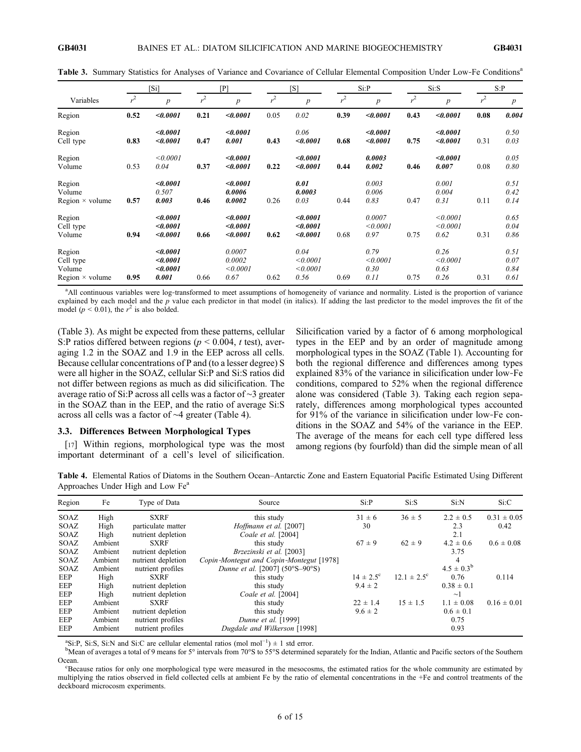**Table 3.** Summary Statistics for Analyses of Variance and Covariance of Cellular Elemental Composition Under Low-Fe Conditions[a]

| Variables | [Si] | | [P] | | [S] | | Si:P | | Si:S | | S:P | |
|---|---|---|---|---|---|---|---|---|---|---|---|---|
| | $r^2$ | $p$ | $r^2$ | $p$ | $r^2$ | $p$ | $r^2$ | $p$ | $r^2$ | $p$ | $r^2$ | $p$ |
| Region | **0.52** | ***<0.0001*** | **0.21** | ***<0.0001*** | 0.05 | *0.02* | **0.39** | ***<0.0001*** | **0.43** | ***<0.0001*** | **0.08** | ***0.004*** |
| Region | | ***<0.0001*** | | ***<0.0001*** | | *0.06* | | ***<0.0001*** | | ***<0.0001*** | | *0.50* |
| Cell type | **0.83** | ***<0.0001*** | **0.47** | ***0.001*** | **0.43** | ***<0.0001*** | **0.68** | ***<0.0001*** | **0.75** | ***<0.0001*** | 0.31 | *0.03* |
| Region | | *<0.0001* | | ***<0.0001*** | | ***<0.0001*** | | ***0.0003*** | | ***<0.0001*** | | *0.05* |
| Volume | 0.53 | *0.04* | **0.37** | ***<0.0001*** | **0.22** | ***<0.0001*** | **0.44** | ***0.002*** | **0.46** | ***0.007*** | 0.08 | *0.80* |
| Region | | ***<0.0001*** | | ***<0.0001*** | | ***0.01*** | | *0.003* | | *0.001* | | *0.51* |
| Volume | | *0.507* | | ***0.0006*** | | ***0.0003*** | | *0.006* | | *0.004* | | *0.42* |
| Region × volume | **0.57** | ***0.003*** | **0.46** | ***0.0002*** | 0.26 | *0.03* | 0.44 | *0.83* | 0.47 | *0.31* | 0.11 | *0.14* |
| Region | | ***<0.0001*** | | ***<0.0001*** | | ***<0.0001*** | | *0.0007* | | *<0.0001* | | *0.65* |
| Cell type | | ***<0.0001*** | | ***<0.0001*** | | ***<0.0001*** | | *<0.0001* | | *<0.0001* | | *0.04* |
| Volume | **0.94** | ***<0.0001*** | **0.66** | ***<0.0001*** | **0.62** | ***<0.0001*** | 0.68 | *0.97* | 0.75 | *0.62* | 0.31 | *0.86* |
| Region | | ***<0.0001*** | | *0.0007* | | *0.04* | | *0.79* | | *0.26* | | *0.51* |
| Cell type | | ***<0.0001*** | | *0.0002* | | *<0.0001* | | *<0.0001* | | *<0.0001* | | *0.07* |
| Volume | | ***<0.0001*** | | *<0.0001* | | *<0.0001* | | *0.30* | | *0.63* | | *0.84* |
| Region × volume | **0.95** | ***0.001*** | 0.66 | *0.67* | 0.62 | *0.56* | 0.69 | *0.11* | 0.75 | *0.26* | 0.31 | *0.61* |

[a]All continuous variables were log-transformed to meet assumptions of homogeneity of variance and normality. Listed is the proportion of variance explained by each model and the $p$ value each predictor in that model (in italics). If adding the last predictor to the model improves the fit of the model ($p < 0.01$), the $r^2$ is also bolded.

(Table 3). As might be expected from these patterns, cellular S:P ratios differed between regions ($p < 0.004$, $t$ test), averaging 1.2 in the SOAZ and 1.9 in the EEP across all cells. Because cellular concentrations of P and (to a lesser degree) S were all higher in the SOAZ, cellular Si:P and Si:S ratios did not differ between regions as much as did silicification. The average ratio of Si:P across all cells was a factor of ~3 greater in the SOAZ than in the EEP, and the ratio of average Si:S across all cells was a factor of ~4 greater (Table 4).

### 3.3. Differences Between Morphological Types

[17] Within regions, morphological type was the most important determinant of a cell's level of silicification. Silicification varied by a factor of 6 among morphological types in the EEP and by an order of magnitude among morphological types in the SOAZ (Table 1). Accounting for both the regional difference and differences among types explained 83% of the variance in silicification under low-Fe conditions, compared to 52% when the regional difference alone was considered (Table 3). Taking each region separately, differences among morphological types accounted for 91% of the variance in silicification under low-Fe conditions in the SOAZ and 54% of the variance in the EEP. The average of the means for each cell type differed less among regions (by fourfold) than did the simple mean of all

**Table 4.** Elemental Ratios of Diatoms in the Southern Ocean–Antarctic Zone and Eastern Equatorial Pacific Estimated Using Different Approaches Under High and Low Fe[a]

| Region | Fe | Type of Data | Source | Si:P | Si:S | Si:N | Si:C |
|---|---|---|---|---|---|---|---|
| SOAZ | High | SXRF | this study | 31 ± 6 | 36 ± 5 | 2.2 ± 0.5 | 0.31 ± 0.05 |
| SOAZ | High | particulate matter | *Hoffmann et al.* [2007] | 30 | | 2.3 | 0.42 |
| SOAZ | High | nutrient depletion | *Coale et al.* [2004] | | | 2.1 | |
| SOAZ | Ambient | SXRF | this study | 67 ± 9 | 62 ± 9 | 4.2 ± 0.6 | 0.6 ± 0.08 |
| SOAZ | Ambient | nutrient depletion | *Brzezinski et al.* [2003] | | | 3.75 | |
| SOAZ | Ambient | nutrient depletion | *Copin-Montegut and Copin-Montegut* [1978] | | | 4 | |
| SOAZ | Ambient | nutrient profiles | *Dunne et al.* [2007] (50°S–90°S) | | | 4.5 ± 0.3[b] | |
| EEP | High | SXRF | this study | 14 ± 2.5[c] | 12.1 ± 2.5[c] | 0.76 | 0.114 |
| EEP | High | nutrient depletion | this study | 9.4 ± 2 | | 0.38 ± 0.1 | |
| EEP | High | nutrient depletion | *Coale et al.* [2004] | | | ~1 | |
| EEP | Ambient | SXRF | this study | 22 ± 1.4 | 15 ± 1.5 | 1.1 ± 0.08 | 0.16 ± 0.01 |
| EEP | Ambient | nutrient depletion | this study | 9.6 ± 2 | | 0.6 ± 0.1 | |
| EEP | Ambient | nutrient profiles | *Dunne et al.* [1999] | | | 0.75 | |
| EEP | Ambient | nutrient profiles | *Dugdale and Wilkerson* [1998] | | | 0.93 | |

[a]Si:P, Si:S, Si:N and Si:C are cellular elemental ratios (mol $mol^{-1}$) ± 1 std error.
[b]Mean of averages a total of 9 means for 5° intervals from 70°S to 55°S determined separately for the Indian, Atlantic and Pacific sectors of the Southern Ocean.
[c]Because ratios for only one morphological type were measured in the mesocosms, the estimated ratios for the whole community are estimated by multiplying the ratios observed in field collected cells at ambient Fe by the ratio of elemental concentrations in the +Fe and control treatments of the deckboard microcosm experiments.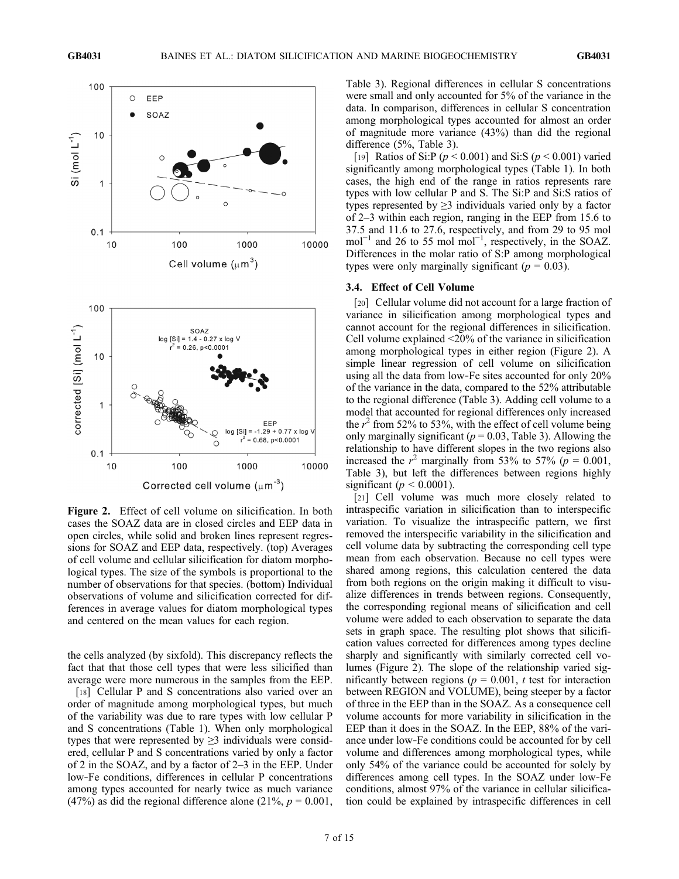Figure 2. Effect of cell volume on silicification. In both cases the SOAZ data are in closed circles and EEP data in open circles, while solid and broken lines represent regressions for SOAZ and EEP data, respectively. (top) Averages of cell volume and cellular silicification for diatom morphological types. The size of the symbols is proportional to the number of observations for that species. (bottom) Individual observations of volume and silicification corrected for differences in average values for diatom morphological types and centered on the mean values for each region.

the cells analyzed (by sixfold). This discrepancy reflects the fact that that those cell types that were less silicified than average were more numerous in the samples from the EEP.

[18] Cellular P and S concentrations also varied over an order of magnitude among morphological types, but much of the variability was due to rare types with low cellular P and S concentrations (Table 1). When only morphological types that were represented by ≥3 individuals were considered, cellular P and S concentrations varied by only a factor of 2 in the SOAZ, and by a factor of 2–3 in the EEP. Under low-Fe conditions, differences in cellular P concentrations among types accounted for nearly twice as much variance (47%) as did the regional difference alone (21%, $p = 0.001$, Table 3). Regional differences in cellular S concentrations were small and only accounted for 5% of the variance in the data. In comparison, differences in cellular S concentration among morphological types accounted for almost an order of magnitude more variance (43%) than did the regional difference (5%, Table 3).

[19] Ratios of Si:P ($p < 0.001$) and Si:S ($p < 0.001$) varied significantly among morphological types (Table 1). In both cases, the high end of the range in ratios represents rare types with low cellular P and S. The Si:P and Si:S ratios of types represented by ≥3 individuals varied only by a factor of 2–3 within each region, ranging in the EEP from 15.6 to 37.5 and 11.6 to 27.6, respectively, and from 29 to 95 mol $mol^{-1}$ and 26 to 55 mol $mol^{-1}$, respectively, in the SOAZ. Differences in the molar ratio of S:P among morphological types were only marginally significant ($p = 0.03$).

### 3.4. Effect of Cell Volume

[20] Cellular volume did not account for a large fraction of variance in silicification among morphological types and cannot account for the regional differences in silicification. Cell volume explained <20% of the variance in silicification among morphological types in either region (Figure 2). A simple linear regression of cell volume on silicification using all the data from low-Fe sites accounted for only 20% of the variance in the data, compared to the 52% attributable to the regional difference (Table 3). Adding cell volume to a model that accounted for regional differences only increased the $r^2$ from 52% to 53%, with the effect of cell volume being only marginally significant ($p = 0.03$, Table 3). Allowing the relationship to have different slopes in the two regions also increased the $r^2$ marginally from 53% to 57% ($p = 0.001$, Table 3), but left the differences between regions highly significant ($p < 0.0001$).

[21] Cell volume was much more closely related to intraspecific variation in silicification than to interspecific variation. To visualize the intraspecific pattern, we first removed the interspecific variability in the silicification and cell volume data by subtracting the corresponding cell type mean from each observation. Because no cell types were shared among regions, this calculation centered the data from both regions on the origin making it difficult to visualize differences in trends between regions. Consequently, the corresponding regional means of silicification and cell volume were added to each observation to separate the data sets in graph space. The resulting plot shows that silicification values corrected for differences among types decline sharply and significantly with similarly corrected cell volumes (Figure 2). The slope of the relationship varied significantly between regions ($p = 0.001$, $t$ test for interaction between REGION and VOLUME), being steeper by a factor of three in the EEP than in the SOAZ. As a consequence cell volume accounts for more variability in silicification in the EEP than it does in the SOAZ. In the EEP, 88% of the variance under low-Fe conditions could be accounted for by cell volume and differences among morphological types, while only 54% of the variance could be accounted for solely by differences among cell types. In the SOAZ under low-Fe conditions, almost 97% of the variance in cellular silicification could be explained by intraspecific differences in cell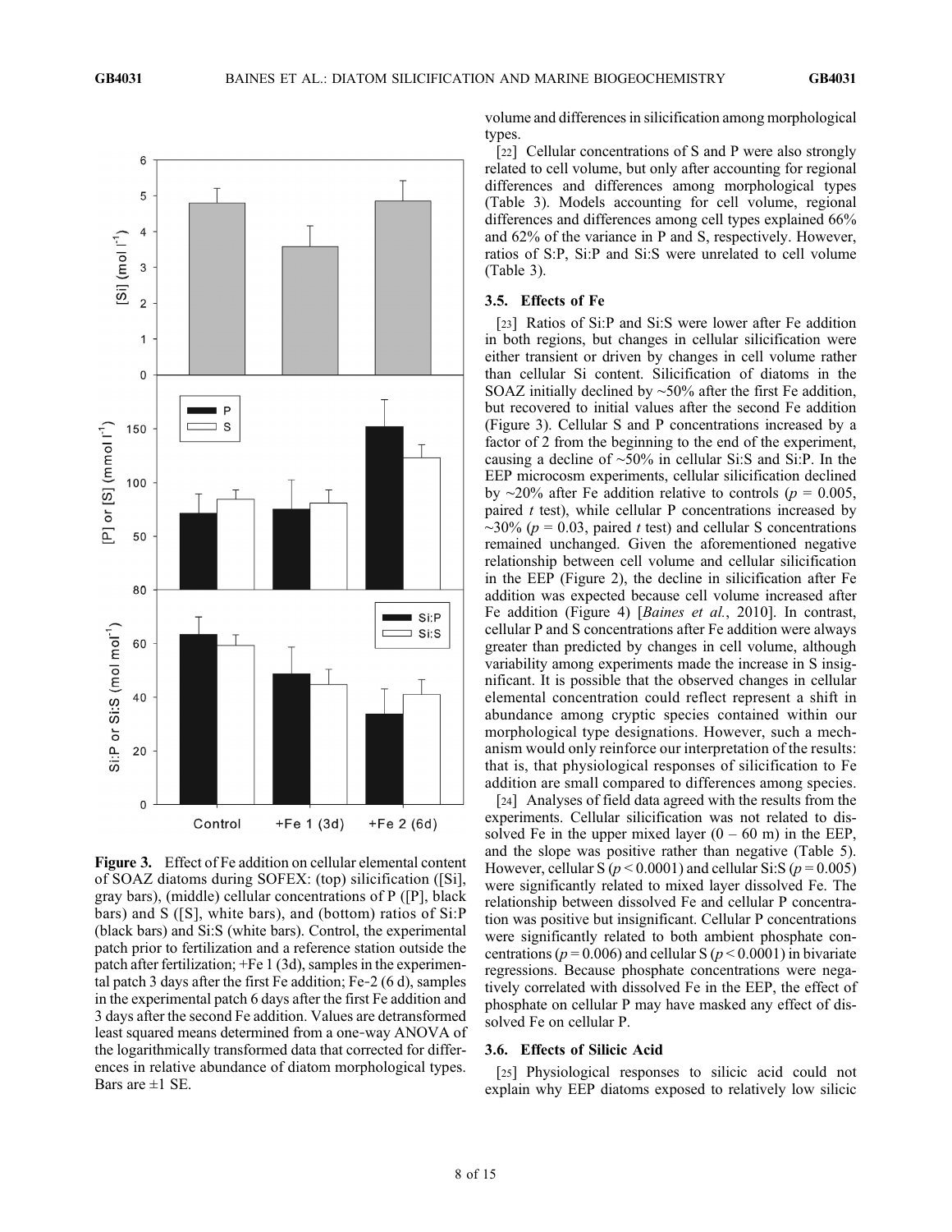**Figure 3.** Effect of Fe addition on cellular elemental content of SOAZ diatoms during SOFEX: (top) silicification ([Si], gray bars), (middle) cellular concentrations of P ([P], black bars) and S ([S], white bars), and (bottom) ratios of Si:P (black bars) and Si:S (white bars). Control, the experimental patch prior to fertilization and a reference station outside the patch after fertilization; +Fe 1 (3d), samples in the experimental patch 3 days after the first Fe addition; Fe-2 (6 d), samples in the experimental patch 6 days after the first Fe addition and 3 days after the second Fe addition. Values are detransformed least squared means determined from a one-way ANOVA of the logarithmically transformed data that corrected for differences in relative abundance of diatom morphological types. Bars are ±1 SE.

volume and differences in silicification among morphological types.

[22] Cellular concentrations of S and P were also strongly related to cell volume, but only after accounting for regional differences and differences among morphological types (Table 3). Models accounting for cell volume, regional differences and differences among cell types explained 66% and 62% of the variance in P and S, respectively. However, ratios of S:P, Si:P and Si:S were unrelated to cell volume (Table 3).

### 3.5. Effects of Fe

[23] Ratios of Si:P and Si:S were lower after Fe addition in both regions, but changes in cellular silicification were either transient or driven by changes in cell volume rather than cellular Si content. Silicification of diatoms in the SOAZ initially declined by ~50% after the first Fe addition, but recovered to initial values after the second Fe addition (Figure 3). Cellular S and P concentrations increased by a factor of 2 from the beginning to the end of the experiment, causing a decline of ~50% in cellular Si:S and Si:P. In the EEP microcosm experiments, cellular silicification declined by ~20% after Fe addition relative to controls ($p = 0.005$, paired $t$ test), while cellular P concentrations increased by ~30% ($p = 0.03$, paired $t$ test) and cellular S concentrations remained unchanged. Given the aforementioned negative relationship between cell volume and cellular silicification in the EEP (Figure 2), the decline in silicification after Fe addition was expected because cell volume increased after Fe addition (Figure 4) [*Baines et al.*, 2010]. In contrast, cellular P and S concentrations after Fe addition were always greater than predicted by changes in cell volume, although variability among experiments made the increase in S insignificant. It is possible that the observed changes in cellular elemental concentration could reflect represent a shift in abundance among cryptic species contained within our morphological type designations. However, such a mechanism would only reinforce our interpretation of the results: that is, that physiological responses of silicification to Fe addition are small compared to differences among species.

[24] Analyses of field data agreed with the results from the experiments. Cellular silicification was not related to dissolved Fe in the upper mixed layer (0 – 60 m) in the EEP, and the slope was positive rather than negative (Table 5). However, cellular S ($p < 0.0001$) and cellular Si:S ($p = 0.005$) were significantly related to mixed layer dissolved Fe. The relationship between dissolved Fe and cellular P concentration was positive but insignificant. Cellular P concentrations were significantly related to both ambient phosphate concentrations ($p = 0.006$) and cellular S ($p < 0.0001$) in bivariate regressions. Because phosphate concentrations were negatively correlated with dissolved Fe in the EEP, the effect of phosphate on cellular P may have masked any effect of dissolved Fe on cellular P.

### 3.6. Effects of Silicic Acid

[25] Physiological responses to silicic acid could not explain why EEP diatoms exposed to relatively low silicic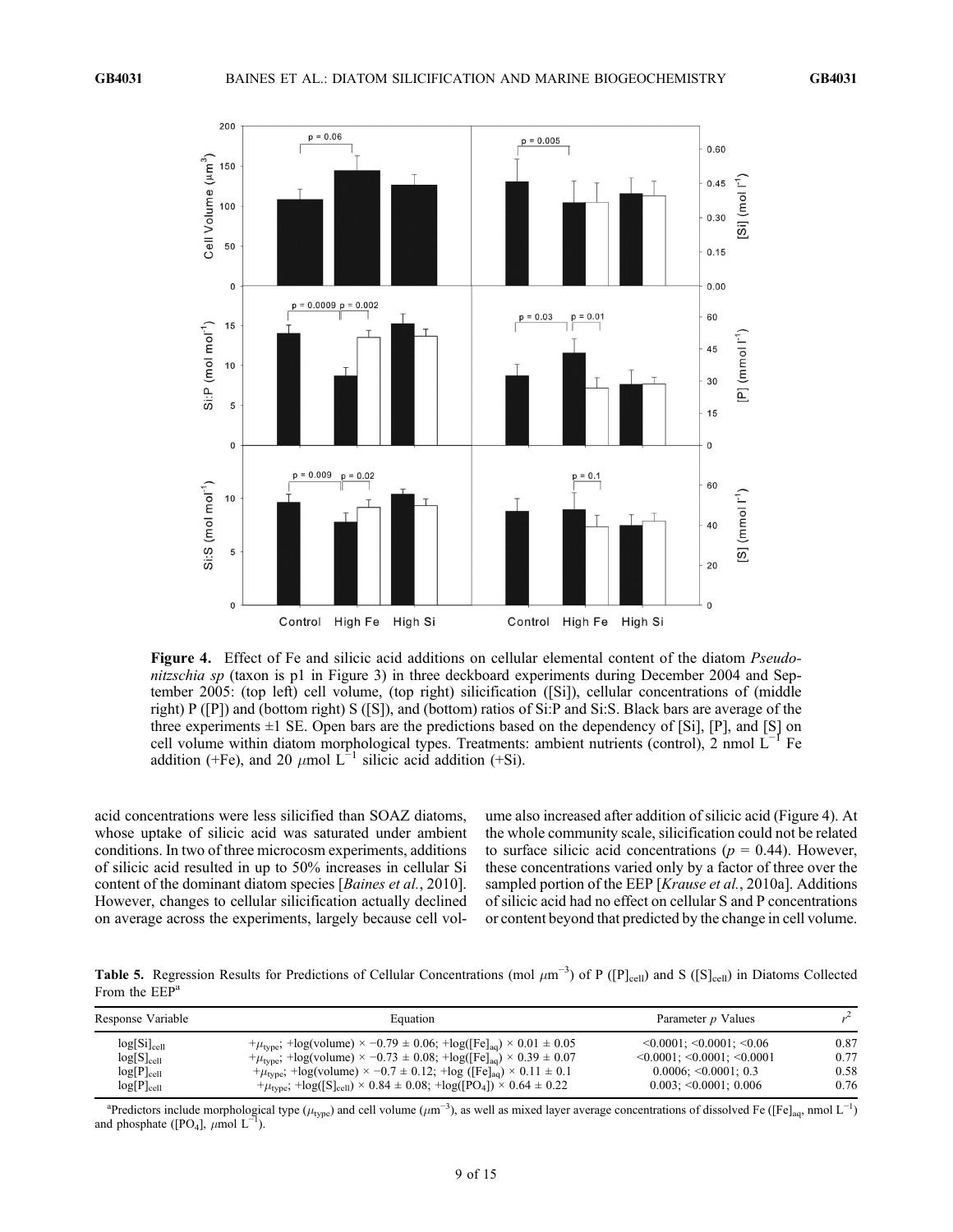**Figure 4.** Effect of Fe and silicic acid additions on cellular elemental content of the diatom *Pseudo-nitzschia sp* (taxon is p1 in Figure 3) in three deckboard experiments during December 2004 and September 2005: (top left) cell volume, (top right) silicification ([Si]), cellular concentrations of (middle right) P ([P]) and (bottom right) S ([S]), and (bottom) ratios of Si:P and Si:S. Black bars are average of the three experiments ±1 SE. Open bars are the predictions based on the dependency of [Si], [P], and [S] on cell volume within diatom morphological types. Treatments: ambient nutrients (control), 2 nmol $L^{-1}$ Fe addition (+Fe), and 20 $\mu$mol $L^{-1}$ silicic acid addition (+Si).

acid concentrations were less silicified than SOAZ diatoms, whose uptake of silicic acid was saturated under ambient conditions. In two of three microcosm experiments, additions of silicic acid resulted in up to 50% increases in cellular Si content of the dominant diatom species [*Baines et al.*, 2010]. However, changes to cellular silicification actually declined on average across the experiments, largely because cell volume also increased after addition of silicic acid (Figure 4). At the whole community scale, silicification could not be related to surface silicic acid concentrations ($p = 0.44$). However, these concentrations varied only by a factor of three over the sampled portion of the EEP [*Krause et al.*, 2010a]. Additions of silicic acid had no effect on cellular S and P concentrations or content beyond that predicted by the change in cell volume.

**Table 5.** Regression Results for Predictions of Cellular Concentrations (mol $\mu m^{-3}$) of P ($[P]_{cell}$) and S ($[S]_{cell}$) in Diatoms Collected From the EEP[a]

| Response Variable | Equation | Parameter $p$ Values | $r^2$ |
|---|---|---|---|
| $\log[Si]_{cell}$ | $+\mu_{type}$; $+\log(\text{volume}) \times -0.79 \pm 0.06$; $+\log([Fe]_{aq}) \times 0.01 \pm 0.05$ | <0.0001; <0.0001; <0.06 | 0.87 |
| $\log[S]_{cell}$ | $+\mu_{type}$; $+\log(\text{volume}) \times -0.73 \pm 0.08$; $+\log([Fe]_{aq}) \times 0.39 \pm 0.07$ | <0.0001; <0.0001; <0.0001 | 0.77 |
| $\log[P]_{cell}$ | $+\mu_{type}$; $+\log(\text{volume}) \times -0.7 \pm 0.12$; $+\log([Fe]_{aq}) \times 0.11 \pm 0.1$ | 0.0006; <0.0001; 0.3 | 0.58 |
| $\log[P]_{cell}$ | $+\mu_{type}$; $+\log([S]_{cell}) \times 0.84 \pm 0.08$; $+\log([PO_4]) \times 0.64 \pm 0.22$ | 0.003; <0.0001; 0.006 | 0.76 |

[a]Predictors include morphological type ($\mu_{type}$) and cell volume ($\mu m^{-3}$), as well as mixed layer average concentrations of dissolved Fe ($[Fe]_{aq}$, nmol $L^{-1}$) and phosphate ($[PO_4]$, $\mu$mol $L^{-1}$).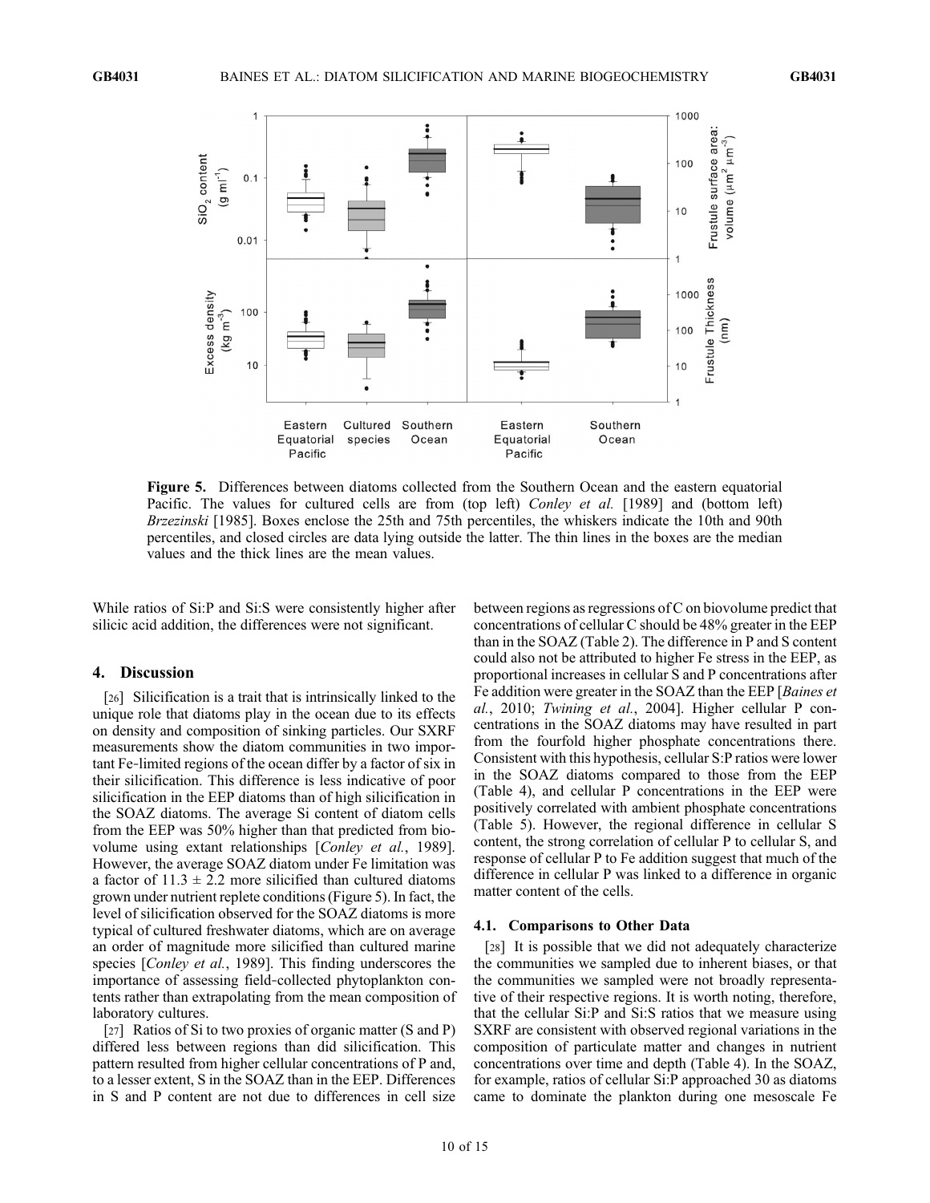**Figure 5.** Differences between diatoms collected from the Southern Ocean and the eastern equatorial Pacific. The values for cultured cells are from (top left) *Conley et al.* [1989] and (bottom left) *Brzezinski* [1985]. Boxes enclose the 25th and 75th percentiles, the whiskers indicate the 10th and 90th percentiles, and closed circles are data lying outside the latter. The thin lines in the boxes are the median values and the thick lines are the mean values.

While ratios of Si:P and Si:S were consistently higher after silicic acid addition, the differences were not significant.

## 4. Discussion

[26] Silicification is a trait that is intrinsically linked to the unique role that diatoms play in the ocean due to its effects on density and composition of sinking particles. Our SXRF measurements show the diatom communities in two important Fe-limited regions of the ocean differ by a factor of six in their silicification. This difference is less indicative of poor silicification in the EEP diatoms than of high silicification in the SOAZ diatoms. The average Si content of diatom cells from the EEP was 50% higher than that predicted from biovolume using extant relationships [*Conley et al.*, 1989]. However, the average SOAZ diatom under Fe limitation was a factor of $11.3 \pm 2.2$ more silicified than cultured diatoms grown under nutrient replete conditions (Figure 5). In fact, the level of silicification observed for the SOAZ diatoms is more typical of cultured freshwater diatoms, which are on average an order of magnitude more silicified than cultured marine species [*Conley et al.*, 1989]. This finding underscores the importance of assessing field-collected phytoplankton contents rather than extrapolating from the mean composition of laboratory cultures.

[27] Ratios of Si to two proxies of organic matter (S and P) differed less between regions than did silicification. This pattern resulted from higher cellular concentrations of P and, to a lesser extent, S in the SOAZ than in the EEP. Differences in S and P content are not due to differences in cell size between regions as regressions of C on biovolume predict that concentrations of cellular C should be 48% greater in the EEP than in the SOAZ (Table 2). The difference in P and S content could also not be attributed to higher Fe stress in the EEP, as proportional increases in cellular S and P concentrations after Fe addition were greater in the SOAZ than the EEP [*Baines et al.*, 2010; *Twining et al.*, 2004]. Higher cellular P concentrations in the SOAZ diatoms may have resulted in part from the fourfold higher phosphate concentrations there. Consistent with this hypothesis, cellular S:P ratios were lower in the SOAZ diatoms compared to those from the EEP (Table 4), and cellular P concentrations in the EEP were positively correlated with ambient phosphate concentrations (Table 5). However, the regional difference in cellular S content, the strong correlation of cellular P to cellular S, and response of cellular P to Fe addition suggest that much of the difference in cellular P was linked to a difference in organic matter content of the cells.

### 4.1. Comparisons to Other Data

[28] It is possible that we did not adequately characterize the communities we sampled due to inherent biases, or that the communities we sampled were not broadly representative of their respective regions. It is worth noting, therefore, that the cellular Si:P and Si:S ratios that we measure using SXRF are consistent with observed regional variations in the composition of particulate matter and changes in nutrient concentrations over time and depth (Table 4). In the SOAZ, for example, ratios of cellular Si:P approached 30 as diatoms came to dominate the plankton during one mesoscale Fe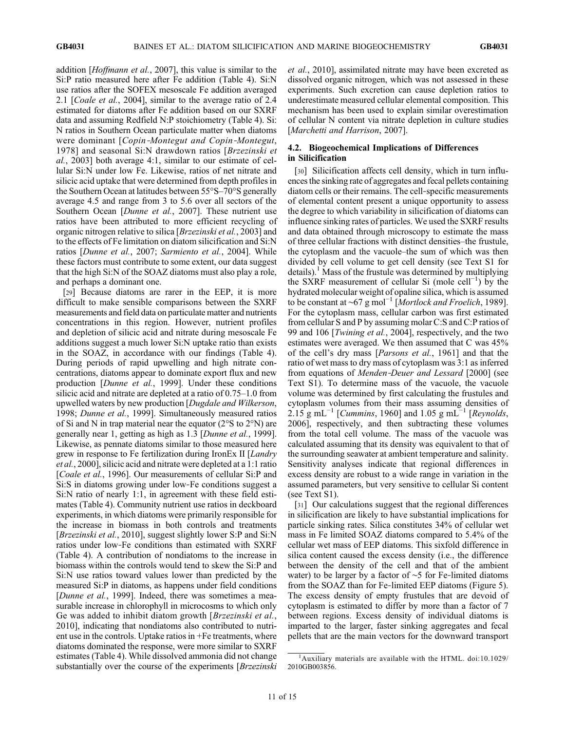addition [*Hoffmann et al.*, 2007], this value is similar to the Si:P ratio measured here after Fe addition (Table 4). Si:N use ratios after the SOFEX mesoscale Fe addition averaged 2.1 [*Coale et al.*, 2004], similar to the average ratio of 2.4 estimated for diatoms after Fe addition based on our SXRF data and assuming Redfield N:P stoichiometry (Table 4). Si:N ratios in Southern Ocean particulate matter when diatoms were dominant [*Copin-Montegut and Copin-Montegut*, 1978] and seasonal Si:N drawdown ratios [*Brzezinski et al.*, 2003] both average 4:1, similar to our estimate of cellular Si:N under low Fe. Likewise, ratios of net nitrate and silicic acid uptake that were determined from depth profiles in the Southern Ocean at latitudes between 55°S–70°S generally average 4.5 and range from 3 to 5.6 over all sectors of the Southern Ocean [*Dunne et al.*, 2007]. These nutrient use ratios have been attributed to more efficient recycling of organic nitrogen relative to silica [*Brzezinski et al.*, 2003] and to the effects of Fe limitation on diatom silicification and Si:N ratios [*Dunne et al.*, 2007; *Sarmiento et al.*, 2004]. While these factors must contribute to some extent, our data suggest that the high Si:N of the SOAZ diatoms must also play a role, and perhaps a dominant one.

[29] Because diatoms are rarer in the EEP, it is more difficult to make sensible comparisons between the SXRF measurements and field data on particulate matter and nutrients concentrations in this region. However, nutrient profiles and depletion of silicic acid and nitrate during mesoscale Fe additions suggest a much lower Si:N uptake ratio than exists in the SOAZ, in accordance with our findings (Table 4). During periods of rapid upwelling and high nitrate concentrations, diatoms appear to dominate export flux and new production [*Dunne et al.*, 1999]. Under these conditions silicic acid and nitrate are depleted at a ratio of 0.75–1.0 from upwelled waters by new production [*Dugdale and Wilkerson*, 1998; *Dunne et al.*, 1999]. Simultaneously measured ratios of Si and N in trap material near the equator (2°S to 2°N) are generally near 1, getting as high as 1.3 [*Dunne et al.*, 1999]. Likewise, as pennate diatoms similar to those measured here grew in response to Fe fertilization during IronEx II [*Landry et al.*, 2000], silicic acid and nitrate were depleted at a 1:1 ratio [*Coale et al.*, 1996]. Our measurements of cellular Si:P and Si:S in diatoms growing under low-Fe conditions suggest a Si:N ratio of nearly 1:1, in agreement with these field estimates (Table 4). Community nutrient use ratios in deckboard experiments, in which diatoms were primarily responsible for the increase in biomass in both controls and treatments [*Brzezinski et al.*, 2010], suggest slightly lower S:P and Si:N ratios under low-Fe conditions than estimated with SXRF (Table 4). A contribution of nondiatoms to the increase in biomass within the controls would tend to skew the Si:P and Si:N use ratios toward values lower than predicted by the measured Si:P in diatoms, as happens under field conditions [*Dunne et al.*, 1999]. Indeed, there was sometimes a measurable increase in chlorophyll in microcosms to which only Ge was added to inhibit diatom growth [*Brzezinski et al.*, 2010], indicating that nondiatoms also contributed to nutrient use in the controls. Uptake ratios in +Fe treatments, where diatoms dominated the response, were more similar to SXRF estimates (Table 4). While dissolved ammonia did not change substantially over the course of the experiments [*Brzezinski et al.*, 2010], assimilated nitrate may have been excreted as dissolved organic nitrogen, which was not assessed in these experiments. Such excretion can cause depletion ratios to underestimate measured cellular elemental composition. This mechanism has been used to explain similar overestimation of cellular N content via nitrate depletion in culture studies [*Marchetti and Harrison*, 2007].

### 4.2. Biogeochemical Implications of Differences in Silicification

[30] Silicification affects cell density, which in turn influences the sinking rate of aggregates and fecal pellets containing diatom cells or their remains. The cell-specific measurements of elemental content present a unique opportunity to assess the degree to which variability in silicification of diatoms can influence sinking rates of particles. We used the SXRF results and data obtained through microscopy to estimate the mass of three cellular fractions with distinct densities–the frustule, the cytoplasm and the vacuole–the sum of which was then divided by cell volume to get cell density (see Text S1 for details).[1] Mass of the frustule was determined by multiplying the SXRF measurement of cellular Si (mole cell$^{-1}$) by the hydrated molecular weight of opaline silica, which is assumed to be constant at ~67 g mol$^{-1}$ [*Mortlock and Froelich*, 1989]. For the cytoplasm mass, cellular carbon was first estimated from cellular S and P by assuming molar C:S and C:P ratios of 99 and 106 [*Twining et al.*, 2004], respectively, and the two estimates were averaged. We then assumed that C was 45% of the cell's dry mass [*Parsons et al.*, 1961] and that the ratio of wet mass to dry mass of cytoplasm was 3:1 as inferred from equations of *Menden-Deuer and Lessard* [2000] (see Text S1). To determine mass of the vacuole, the vacuole volume was determined by first calculating the frustules and cytoplasm volumes from their mass assuming densities of 2.15 g mL$^{-1}$ [*Cummins*, 1960] and 1.05 g mL$^{-1}$ [*Reynolds*, 2006], respectively, and then subtracting these volumes from the total cell volume. The mass of the vacuole was calculated assuming that its density was equivalent to that of the surrounding seawater at ambient temperature and salinity. Sensitivity analyses indicate that regional differences in excess density are robust to a wide range in variation in the assumed parameters, but very sensitive to cellular Si content (see Text S1).

[31] Our calculations suggest that the regional differences in silicification are likely to have substantial implications for particle sinking rates. Silica constitutes 34% of cellular wet mass in Fe limited SOAZ diatoms compared to 5.4% of the cellular wet mass of EEP diatoms. This sixfold difference in silica content caused the excess density (i.e., the difference between the density of the cell and that of the ambient water) to be larger by a factor of ~5 for Fe-limited diatoms from the SOAZ than for Fe-limited EEP diatoms (Figure 5). The excess density of empty frustules that are devoid of cytoplasm is estimated to differ by more than a factor of 7 between regions. Excess density of individual diatoms is imparted to the larger, faster sinking aggregates and fecal pellets that are the main vectors for the downward transport

[1] Auxiliary materials are available with the HTML. doi:10.1029/2010GB003856.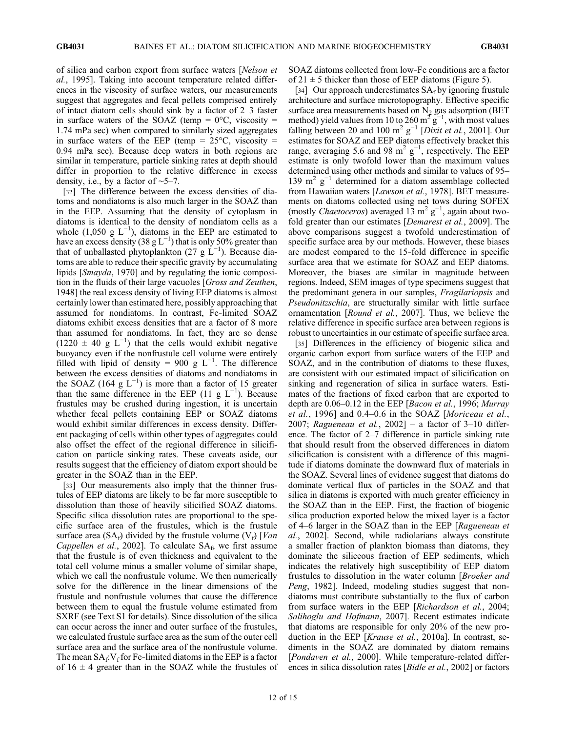of silica and carbon export from surface waters [*Nelson et al.*, 1995]. Taking into account temperature related differences in the viscosity of surface waters, our measurements suggest that aggregates and fecal pellets comprised entirely of intact diatom cells should sink by a factor of 2–3 faster in surface waters of the SOAZ (temp = 0°C, viscosity = 1.74 mPa sec) when compared to similarly sized aggregates in surface waters of the EEP (temp = 25°C, viscosity = 0.94 mPa sec). Because deep waters in both regions are similar in temperature, particle sinking rates at depth should differ in proportion to the relative difference in excess density, i.e., by a factor of ~5–7.

[32] The difference between the excess densities of diatoms and nondiatoms is also much larger in the SOAZ than in the EEP. Assuming that the density of cytoplasm in diatoms is identical to the density of nondiatom cells as a whole (1,050 g $L^{-1}$), diatoms in the EEP are estimated to have an excess density (38 g $L^{-1}$) that is only 50% greater than that of unballasted phytoplankton (27 g $L^{-1}$). Because diatoms are able to reduce their specific gravity by accumulating lipids [*Smayda*, 1970] and by regulating the ionic composition in the fluids of their large vacuoles [*Gross and Zeuthen*, 1948] the real excess density of living EEP diatoms is almost certainly lower than estimated here, possibly approaching that assumed for nondiatoms. In contrast, Fe-limited SOAZ diatoms exhibit excess densities that are a factor of 8 more than assumed for nondiatoms. In fact, they are so dense (1220 ± 40 g $L^{-1}$) that the cells would exhibit negative buoyancy even if the nonfrustule cell volume were entirely filled with lipid of density = 900 g $L^{-1}$. The difference between the excess densities of diatoms and nondiatoms in the SOAZ (164 g $L^{-1}$) is more than a factor of 15 greater than the same difference in the EEP (11 g $L^{-1}$). Because frustules may be crushed during ingestion, it is uncertain whether fecal pellets containing EEP or SOAZ diatoms would exhibit similar differences in excess density. Different packaging of cells within other types of aggregates could also offset the effect of the regional difference in silicification on particle sinking rates. These caveats aside, our results suggest that the efficiency of diatom export should be greater in the SOAZ than in the EEP.

[33] Our measurements also imply that the thinner frustules of EEP diatoms are likely to be far more susceptible to dissolution than those of heavily silicified SOAZ diatoms. Specific silica dissolution rates are proportional to the specific surface area of the frustules, which is the frustule surface area ($SA_f$) divided by the frustule volume ($V_f$) [*Van Cappellen et al.*, 2002]. To calculate $SA_f$, we first assume that the frustule is of even thickness and equivalent to the total cell volume minus a smaller volume of similar shape, which we call the nonfrustule volume. We then numerically solve for the difference in the linear dimensions of the frustule and nonfrustule volumes that cause the difference between them to equal the frustule volume estimated from SXRF (see Text S1 for details). Since dissolution of the silica can occur across the inner and outer surface of the frustules, we calculated frustule surface area as the sum of the outer cell surface area and the surface area of the nonfrustule volume. The mean $SA_f$:$V_f$ for Fe-limited diatoms in the EEP is a factor of 16 ± 4 greater than in the SOAZ while the frustules of SOAZ diatoms collected from low-Fe conditions are a factor of 21 ± 5 thicker than those of EEP diatoms (Figure 5).

[34] Our approach underestimates $SA_f$ by ignoring frustule architecture and surface microtopography. Effective specific surface area measurements based on $N_2$ gas adsorption (BET method) yield values from 10 to 260 $m^2$ $g^{-1}$, with most values falling between 20 and 100 $m^2$ $g^{-1}$ [*Dixit et al.*, 2001]. Our estimates for SOAZ and EEP diatoms effectively bracket this range, averaging 5.6 and 98 $m^2$ $g^{-1}$, respectively. The EEP estimate is only twofold lower than the maximum values determined using other methods and similar to values of 95–139 $m^2$ $g^{-1}$ determined for a diatom assemblage collected from Hawaiian waters [*Lawson et al.*, 1978]. BET measurements on diatoms collected using net tows during SOFEX (mostly *Chaetoceros*) averaged 13 $m^2$ $g^{-1}$, again about twofold greater than our estimates [*Demarest et al.*, 2009]. The above comparisons suggest a twofold underestimation of specific surface area by our methods. However, these biases are modest compared to the 15-fold difference in specific surface area that we estimate for SOAZ and EEP diatoms. Moreover, the biases are similar in magnitude between regions. Indeed, SEM images of type specimens suggest that the predominant genera in our samples, *Fragilariopsis* and *Pseudonitzschia*, are structurally similar with little surface ornamentation [*Round et al.*, 2007]. Thus, we believe the relative difference in specific surface area between regions is robust to uncertainties in our estimate of specific surface area.

[35] Differences in the efficiency of biogenic silica and organic carbon export from surface waters of the EEP and SOAZ, and in the contribution of diatoms to these fluxes, are consistent with our estimated impact of silicification on sinking and regeneration of silica in surface waters. Estimates of the fractions of fixed carbon that are exported to depth are 0.06–0.12 in the EEP [*Bacon et al.*, 1996; *Murray et al.*, 1996] and 0.4–0.6 in the SOAZ [*Moriceau et al.*, 2007; *Ragueneau et al.*, 2002] – a factor of 3–10 difference. The factor of 2–7 difference in particle sinking rate that should result from the observed differences in diatom silicification is consistent with a difference of this magnitude if diatoms dominate the downward flux of materials in the SOAZ. Several lines of evidence suggest that diatoms do dominate vertical flux of particles in the SOAZ and that silica in diatoms is exported with much greater efficiency in the SOAZ than in the EEP. First, the fraction of biogenic silica production exported below the mixed layer is a factor of 4–6 larger in the SOAZ than in the EEP [*Ragueneau et al.*, 2002]. Second, while radiolarians always constitute a smaller fraction of plankton biomass than diatoms, they dominate the siliceous fraction of EEP sediments, which indicates the relatively high susceptibility of EEP diatom frustules to dissolution in the water column [*Broeker and Peng*, 1982]. Indeed, modeling studies suggest that nondiatoms must contribute substantially to the flux of carbon from surface waters in the EEP [*Richardson et al.*, 2004; *Salihoglu and Hofmann*, 2007]. Recent estimates indicate that diatoms are responsible for only 20% of the new production in the EEP [*Krause et al.*, 2010a]. In contrast, sediments in the SOAZ are dominated by diatom remains [*Pondaven et al.*, 2000]. While temperature-related differences in silica dissolution rates [*Bidle et al.*, 2002] or factors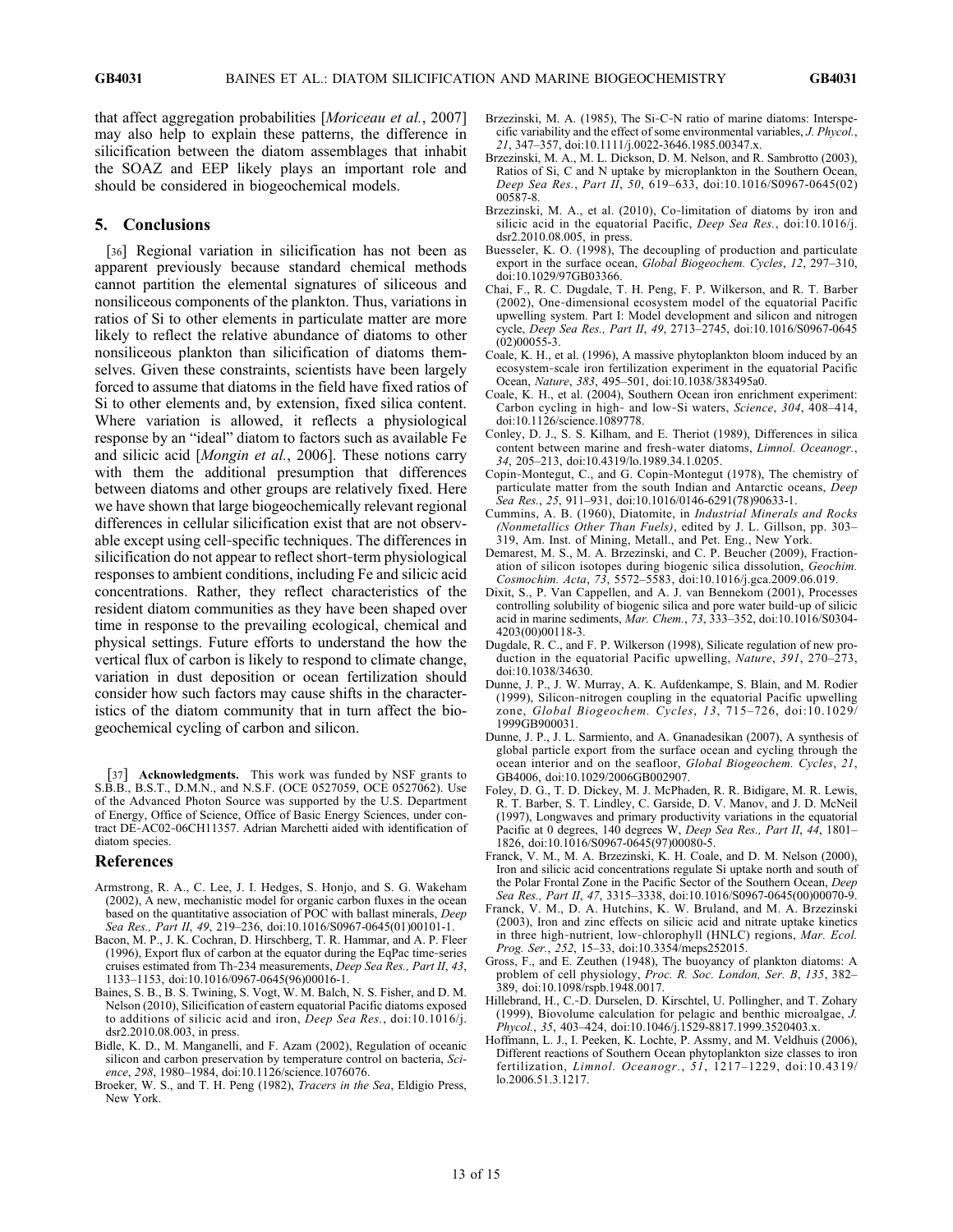that affect aggregation probabilities [*Moriceau et al.*, 2007] may also help to explain these patterns, the difference in silicification between the diatom assemblages that inhabit the SOAZ and EEP likely plays an important role and should be considered in biogeochemical models.

## 5. Conclusions

[36] Regional variation in silicification has not been as apparent previously because standard chemical methods cannot partition the elemental signatures of siliceous and nonsiliceous components of the plankton. Thus, variations in ratios of Si to other elements in particulate matter are more likely to reflect the relative abundance of diatoms to other nonsiliceous plankton than silicification of diatoms themselves. Given these constraints, scientists have been largely forced to assume that diatoms in the field have fixed ratios of Si to other elements and, by extension, fixed silica content. Where variation is allowed, it reflects a physiological response by an "ideal" diatom to factors such as available Fe and silicic acid [*Mongin et al.*, 2006]. These notions carry with them the additional presumption that differences between diatoms and other groups are relatively fixed. Here we have shown that large biogeochemically relevant regional differences in cellular silicification exist that are not observable except using cell-specific techniques. The differences in silicification do not appear to reflect short-term physiological responses to ambient conditions, including Fe and silicic acid concentrations. Rather, they reflect characteristics of the resident diatom communities as they have been shaped over time in response to the prevailing ecological, chemical and physical settings. Future efforts to understand the how the vertical flux of carbon is likely to respond to climate change, variation in dust deposition or ocean fertilization should consider how such factors may cause shifts in the characteristics of the diatom community that in turn affect the biogeochemical cycling of carbon and silicon.

[37] **Acknowledgments.** This work was funded by NSF grants to S.B.B., B.S.T., D.M.N., and N.S.F. (OCE 0527059, OCE 0527062). Use of the Advanced Photon Source was supported by the U.S. Department of Energy, Office of Science, Office of Basic Energy Sciences, under contract DE-AC02-06CH11357. Adrian Marchetti aided with identification of diatom species.

## References

Armstrong, R. A., C. Lee, J. I. Hedges, S. Honjo, and S. G. Wakeham (2002), A new, mechanistic model for organic carbon fluxes in the ocean based on the quantitative association of POC with ballast minerals, *Deep Sea Res., Part II*, *49*, 219–236, doi:10.1016/S0967-0645(01)00101-1.

Bacon, M. P., J. K. Cochran, D. Hirschberg, T. R. Hammar, and A. P. Fleer (1996), Export flux of carbon at the equator during the EqPac time-series cruises estimated from Th-234 measurements, *Deep Sea Res., Part II*, *43*, 1133–1153, doi:10.1016/0967-0645(96)00016-1.

Baines, S. B., B. S. Twining, S. Vogt, W. M. Balch, N. S. Fisher, and D. M. Nelson (2010), Silicification of eastern equatorial Pacific diatoms exposed to additions of silicic acid and iron, *Deep Sea Res.*, doi:10.1016/j.dsr2.2010.08.003, in press.

Bidle, K. D., M. Manganelli, and F. Azam (2002), Regulation of oceanic silicon and carbon preservation by temperature control on bacteria, *Science*, *298*, 1980–1984, doi:10.1126/science.1076076.

Broeker, W. S., and T. H. Peng (1982), *Tracers in the Sea*, Eldigio Press, New York.

Brzezinski, M. A. (1985), The Si-C-N ratio of marine diatoms: Interspecific variability and the effect of some environmental variables, *J. Phycol.*, *21*, 347–357, doi:10.1111/j.0022-3646.1985.00347.x.

Brzezinski, M. A., M. L. Dickson, D. M. Nelson, and R. Sambrotto (2003), Ratios of Si, C and N uptake by microplankton in the Southern Ocean, *Deep Sea Res., Part II*, *50*, 619–633, doi:10.1016/S0967-0645(02)00587-8.

Brzezinski, M. A., et al. (2010), Co-limitation of diatoms by iron and silicic acid in the equatorial Pacific, *Deep Sea Res.*, doi:10.1016/j.dsr2.2010.08.005, in press.

Buesseler, K. O. (1998), The decoupling of production and particulate export in the surface ocean, *Global Biogeochem. Cycles*, *12*, 297–310, doi:10.1029/97GB03366.

Chai, F., R. C. Dugdale, T. H. Peng, F. P. Wilkerson, and R. T. Barber (2002), One-dimensional ecosystem model of the equatorial Pacific upwelling system. Part I: Model development and silicon and nitrogen cycle, *Deep Sea Res., Part II*, *49*, 2713–2745, doi:10.1016/S0967-0645(02)00055-3.

Coale, K. H., et al. (1996), A massive phytoplankton bloom induced by an ecosystem-scale iron fertilization experiment in the equatorial Pacific Ocean, *Nature*, *383*, 495–501, doi:10.1038/383495a0.

Coale, K. H., et al. (2004), Southern Ocean iron enrichment experiment: Carbon cycling in high- and low-Si waters, *Science*, *304*, 408–414, doi:10.1126/science.1089778.

Conley, D. J., S. S. Kilham, and E. Theriot (1989), Differences in silica content between marine and fresh-water diatoms, *Limnol. Oceanogr.*, *34*, 205–213, doi:10.4319/lo.1989.34.1.0205.

Copin-Montegut, C., and G. Copin-Montegut (1978), The chemistry of particulate matter from the south Indian and Antarctic oceans, *Deep Sea Res.*, *25*, 911–931, doi:10.1016/0146-6291(78)90633-1.

Cummins, A. B. (1960), Diatomite, in *Industrial Minerals and Rocks (Nonmetallics Other Than Fuels)*, edited by J. L. Gillson, pp. 303–319, Am. Inst. of Mining, Metall., and Pet. Eng., New York.

Demarest, M. S., M. A. Brzezinski, and C. P. Beucher (2009), Fractionation of silicon isotopes during biogenic silica dissolution, *Geochim. Cosmochim. Acta*, *73*, 5572–5583, doi:10.1016/j.gca.2009.06.019.

Dixit, S., P. Van Cappellen, and A. J. van Bennekom (2001), Processes controlling solubility of biogenic silica and pore water build-up of silicic acid in marine sediments, *Mar. Chem.*, *73*, 333–352, doi:10.1016/S0304-4203(00)00118-3.

Dugdale, R. C., and F. P. Wilkerson (1998), Silicate regulation of new production in the equatorial Pacific upwelling, *Nature*, *391*, 270–273, doi:10.1038/34630.

Dunne, J. P., J. W. Murray, A. K. Aufdenkampe, S. Blain, and M. Rodier (1999), Silicon-nitrogen coupling in the equatorial Pacific upwelling zone, *Global Biogeochem. Cycles*, *13*, 715–726, doi:10.1029/1999GB900031.

Dunne, J. P., J. L. Sarmiento, and A. Gnanadesikan (2007), A synthesis of global particle export from the surface ocean and cycling through the ocean interior and on the seafloor, *Global Biogeochem. Cycles*, *21*, GB4006, doi:10.1029/2006GB002907.

Foley, D. G., T. D. Dickey, M. J. McPhaden, R. R. Bidigare, M. R. Lewis, R. T. Barber, S. T. Lindley, C. Garside, D. V. Manov, and J. D. McNeil (1997), Longwaves and primary productivity variations in the equatorial Pacific at 0 degrees, 140 degrees W, *Deep Sea Res., Part II*, *44*, 1801–1826, doi:10.1016/S0967-0645(97)00080-5.

Franck, V. M., M. A. Brzezinski, K. H. Coale, and D. M. Nelson (2000), Iron and silicic acid concentrations regulate Si uptake north and south of the Polar Frontal Zone in the Pacific Sector of the Southern Ocean, *Deep Sea Res., Part II*, *47*, 3315–3338, doi:10.1016/S0967-0645(00)00070-9.

Franck, V. M., D. A. Hutchins, K. W. Bruland, and M. A. Brzezinski (2003), Iron and zinc effects on silicic acid and nitrate uptake kinetics in three high-nutrient, low-chlorophyll (HNLC) regions, *Mar. Ecol. Prog. Ser.*, *252*, 15–33, doi:10.3354/meps252015.

Gross, F., and E. Zeuthen (1948), The buoyancy of plankton diatoms: A problem of cell physiology, *Proc. R. Soc. London, Ser. B*, *135*, 382–389, doi:10.1098/rspb.1948.0017.

Hillebrand, H., C.-D. Durselen, D. Kirschtel, U. Pollingher, and T. Zohary (1999), Biovolume calculation for pelagic and benthic microalgae, *J. Phycol.*, *35*, 403–424, doi:10.1046/j.1529-8817.1999.3520403.x.

Hoffmann, L. J., I. Peeken, K. Lochte, P. Assmy, and M. Veldhuis (2006), Different reactions of Southern Ocean phytoplankton size classes to iron fertilization, *Limnol. Oceanogr.*, *51*, 1217–1229, doi:10.4319/lo.2006.51.3.1217.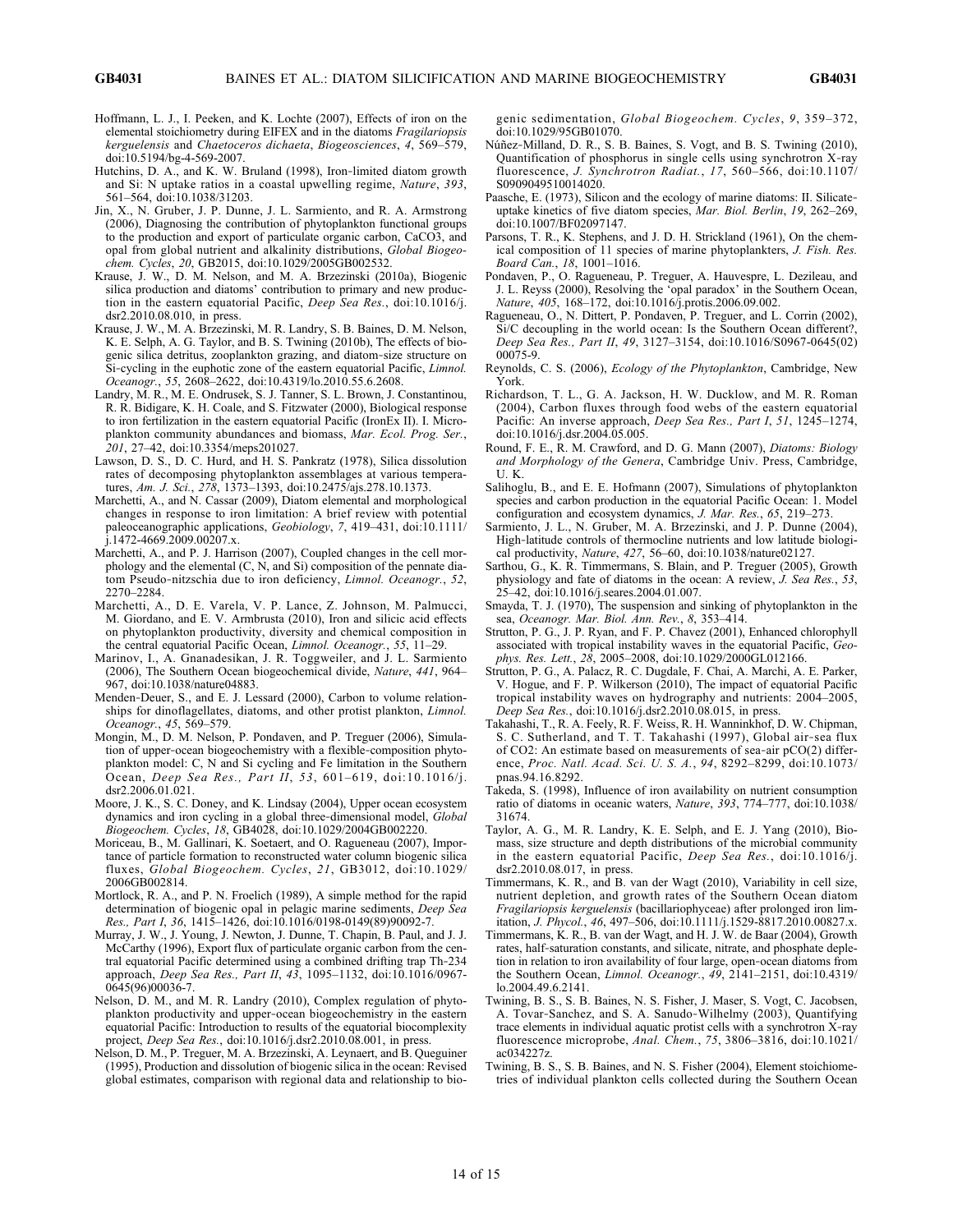Hoffmann, L. J., I. Peeken, and K. Lochte (2007), Effects of iron on the elemental stoichiometry during EIFEX and in the diatoms *Fragilariopsis kerguelensis* and *Chaetoceros dichaeta*, *Biogeosciences*, *4*, 569–579, doi:10.5194/bg-4-569-2007.

Hutchins, D. A., and K. W. Bruland (1998), Iron-limited diatom growth and Si: N uptake ratios in a coastal upwelling regime, *Nature*, *393*, 561–564, doi:10.1038/31203.

Jin, X., N. Gruber, J. P. Dunne, J. L. Sarmiento, and R. A. Armstrong (2006), Diagnosing the contribution of phytoplankton functional groups to the production and export of particulate organic carbon, CaCO3, and opal from global nutrient and alkalinity distributions, *Global Biogeochem. Cycles*, *20*, GB2015, doi:10.1029/2005GB002532.

Krause, J. W., D. M. Nelson, and M. A. Brzezinski (2010a), Biogenic silica production and diatoms' contribution to primary and new production in the eastern equatorial Pacific, *Deep Sea Res.*, doi:10.1016/j.dsr2.2010.08.010, in press.

Krause, J. W., M. A. Brzezinski, M. R. Landry, S. B. Baines, D. M. Nelson, K. E. Selph, A. G. Taylor, and B. S. Twining (2010b), The effects of biogenic silica detritus, zooplankton grazing, and diatom-size structure on Si-cycling in the euphotic zone of the eastern equatorial Pacific, *Limnol. Oceanogr.*, *55*, 2608–2622, doi:10.4319/lo.2010.55.6.2608.

Landry, M. R., M. E. Ondrusek, S. J. Tanner, S. L. Brown, J. Constantinou, R. R. Bidigare, K. H. Coale, and S. Fitzwater (2000), Biological response to iron fertilization in the eastern equatorial Pacific (IronEx II). I. Microplankton community abundances and biomass, *Mar. Ecol. Prog. Ser.*, *201*, 27–42, doi:10.3354/meps201027.

Lawson, D. S., D. C. Hurd, and H. S. Pankratz (1978), Silica dissolution rates of decomposing phytoplankton assemblages at various temperatures, *Am. J. Sci.*, *278*, 1373–1393, doi:10.2475/ajs.278.10.1373.

Marchetti, A., and N. Cassar (2009), Diatom elemental and morphological changes in response to iron limitation: A brief review with potential paleoceanographic applications, *Geobiology*, *7*, 419–431, doi:10.1111/j.1472-4669.2009.00207.x.

Marchetti, A., and P. J. Harrison (2007), Coupled changes in the cell morphology and the elemental (C, N, and Si) composition of the pennate diatom Pseudo-nitzschia due to iron deficiency, *Limnol. Oceanogr.*, *52*, 2270–2284.

Marchetti, A., D. E. Varela, V. P. Lance, Z. Johnson, M. Palmucci, M. Giordano, and E. V. Armbrusta (2010), Iron and silicic acid effects on phytoplankton productivity, diversity and chemical composition in the central equatorial Pacific Ocean, *Limnol. Oceanogr.*, *55*, 11–29.

Marinov, I., A. Gnanadesikan, J. R. Toggweiler, and J. L. Sarmiento (2006), The Southern Ocean biogeochemical divide, *Nature*, *441*, 964–967, doi:10.1038/nature04883.

Menden-Deuer, S., and E. J. Lessard (2000), Carbon to volume relationships for dinoflagellates, diatoms, and other protist plankton, *Limnol. Oceanogr.*, *45*, 569–579.

Mongin, M., D. M. Nelson, P. Pondaven, and P. Treguer (2006), Simulation of upper-ocean biogeochemistry with a flexible-composition phytoplankton model: C, N and Si cycling and Fe limitation in the Southern Ocean, *Deep Sea Res., Part II*, *53*, 601–619, doi:10.1016/j.dsr2.2006.01.021.

Moore, J. K., S. C. Doney, and K. Lindsay (2004), Upper ocean ecosystem dynamics and iron cycling in a global three-dimensional model, *Global Biogeochem. Cycles*, *18*, GB4028, doi:10.1029/2004GB002220.

Moriceau, B., M. Gallinari, K. Soetaert, and O. Ragueneau (2007), Importance of particle formation to reconstructed water column biogenic silica fluxes, *Global Biogeochem. Cycles*, *21*, GB3012, doi:10.1029/2006GB002814.

Mortlock, R. A., and P. N. Froelich (1989), A simple method for the rapid determination of biogenic opal in pelagic marine sediments, *Deep Sea Res., Part I*, *36*, 1415–1426, doi:10.1016/0198-0149(89)90092-7.

Murray, J. W., J. Young, J. Newton, J. Dunne, T. Chapin, B. Paul, and J. J. McCarthy (1996), Export flux of particulate organic carbon from the central equatorial Pacific determined using a combined drifting trap Th-234 approach, *Deep Sea Res., Part II*, *43*, 1095–1132, doi:10.1016/0967-0645(96)00036-7.

Nelson, D. M., and M. R. Landry (2010), Complex regulation of phytoplankton productivity and upper-ocean biogeochemistry in the eastern equatorial Pacific: Introduction to results of the equatorial biocomplexity project, *Deep Sea Res.*, doi:10.1016/j.dsr2.2010.08.001, in press.

Nelson, D. M., P. Treguer, M. A. Brzezinski, A. Leynaert, and B. Queguiner (1995), Production and dissolution of biogenic silica in the ocean: Revised global estimates, comparison with regional data and relationship to biogenic sedimentation, *Global Biogeochem. Cycles*, *9*, 359–372, doi:10.1029/95GB01070.

Núñez-Milland, D. R., S. B. Baines, S. Vogt, and B. S. Twining (2010), Quantification of phosphorus in single cells using synchrotron X-ray fluorescence, *J. Synchrotron Radiat.*, *17*, 560–566, doi:10.1107/S0909049510014020.

Paasche, E. (1973), Silicon and the ecology of marine diatoms: II. Silicate-uptake kinetics of five diatom species, *Mar. Biol. Berlin*, *19*, 262–269, doi:10.1007/BF02097147.

Parsons, T. R., K. Stephens, and J. D. H. Strickland (1961), On the chemical composition of 11 species of marine phytoplankters, *J. Fish. Res. Board Can.*, *18*, 1001–1016.

Pondaven, P., O. Ragueneau, P. Treguer, A. Hauvespre, L. Dezileau, and J. L. Reyss (2000), Resolving the 'opal paradox' in the Southern Ocean, *Nature*, *405*, 168–172, doi:10.1016/j.protis.2006.09.002.

Ragueneau, O., N. Dittert, P. Pondaven, P. Treguer, and L. Corrin (2002), Si/C decoupling in the world ocean: Is the Southern Ocean different?, *Deep Sea Res., Part II*, *49*, 3127–3154, doi:10.1016/S0967-0645(02)00075-9.

Reynolds, C. S. (2006), *Ecology of the Phytoplankton*, Cambridge, New York.

Richardson, T. L., G. A. Jackson, H. W. Ducklow, and M. R. Roman (2004), Carbon fluxes through food webs of the eastern equatorial Pacific: An inverse approach, *Deep Sea Res., Part I*, *51*, 1245–1274, doi:10.1016/j.dsr.2004.05.005.

Round, F. E., R. M. Crawford, and D. G. Mann (2007), *Diatoms: Biology and Morphology of the Genera*, Cambridge Univ. Press, Cambridge, U. K.

Salihoglu, B., and E. E. Hofmann (2007), Simulations of phytoplankton species and carbon production in the equatorial Pacific Ocean: 1. Model configuration and ecosystem dynamics, *J. Mar. Res.*, *65*, 219–273.

Sarmiento, J. L., N. Gruber, M. A. Brzezinski, and J. P. Dunne (2004), High-latitude controls of thermocline nutrients and low latitude biological productivity, *Nature*, *427*, 56–60, doi:10.1038/nature02127.

Sarthou, G., K. R. Timmermans, S. Blain, and P. Treguer (2005), Growth physiology and fate of diatoms in the ocean: A review, *J. Sea Res.*, *53*, 25–42, doi:10.1016/j.seares.2004.01.007.

Smayda, T. J. (1970), The suspension and sinking of phytoplankton in the sea, *Oceanogr. Mar. Biol. Ann. Rev.*, *8*, 353–414.

Strutton, P. G., J. P. Ryan, and F. P. Chavez (2001), Enhanced chlorophyll associated with tropical instability waves in the equatorial Pacific, *Geophys. Res. Lett.*, *28*, 2005–2008, doi:10.1029/2000GL012166.

Strutton, P. G., A. Palacz, R. C. Dugdale, F. Chai, A. Marchi, A. E. Parker, V. Hogue, and F. P. Wilkerson (2010), The impact of equatorial Pacific tropical instability waves on hydrography and nutrients: 2004–2005, *Deep Sea Res.*, doi:10.1016/j.dsr2.2010.08.015, in press.

Takahashi, T., R. A. Feely, R. F. Weiss, R. H. Wanninkhof, D. W. Chipman, S. C. Sutherland, and T. T. Takahashi (1997), Global air-sea flux of CO2: An estimate based on measurements of sea-air pCO(2) difference, *Proc. Natl. Acad. Sci. U. S. A.*, *94*, 8292–8299, doi:10.1073/pnas.94.16.8292.

Takeda, S. (1998), Influence of iron availability on nutrient consumption ratio of diatoms in oceanic waters, *Nature*, *393*, 774–777, doi:10.1038/31674.

Taylor, A. G., M. R. Landry, K. E. Selph, and E. J. Yang (2010), Biomass, size structure and depth distributions of the microbial community in the eastern equatorial Pacific, *Deep Sea Res.*, doi:10.1016/j.dsr2.2010.08.017, in press.

Timmermans, K. R., and B. van der Wagt (2010), Variability in cell size, nutrient depletion, and growth rates of the Southern Ocean diatom *Fragilariopsis kerguelensis* (bacillariophyceae) after prolonged iron limitation, *J. Phycol.*, *46*, 497–506, doi:10.1111/j.1529-8817.2010.00827.x.

Timmermans, K. R., B. van der Wagt, and H. J. W. de Baar (2004), Growth rates, half-saturation constants, and silicate, nitrate, and phosphate depletion in relation to iron availability of four large, open-ocean diatoms from the Southern Ocean, *Limnol. Oceanogr.*, *49*, 2141–2151, doi:10.4319/lo.2004.49.6.2141.

Twining, B. S., S. B. Baines, N. S. Fisher, J. Maser, S. Vogt, C. Jacobsen, A. Tovar-Sanchez, and S. A. Sanudo-Wilhelmy (2003), Quantifying trace elements in individual aquatic protist cells with a synchrotron X-ray fluorescence microprobe, *Anal. Chem.*, *75*, 3806–3816, doi:10.1021/ac034227z.

Twining, B. S., S. B. Baines, and N. S. Fisher (2004), Element stoichiometries of individual plankton cells collected during the Southern Ocean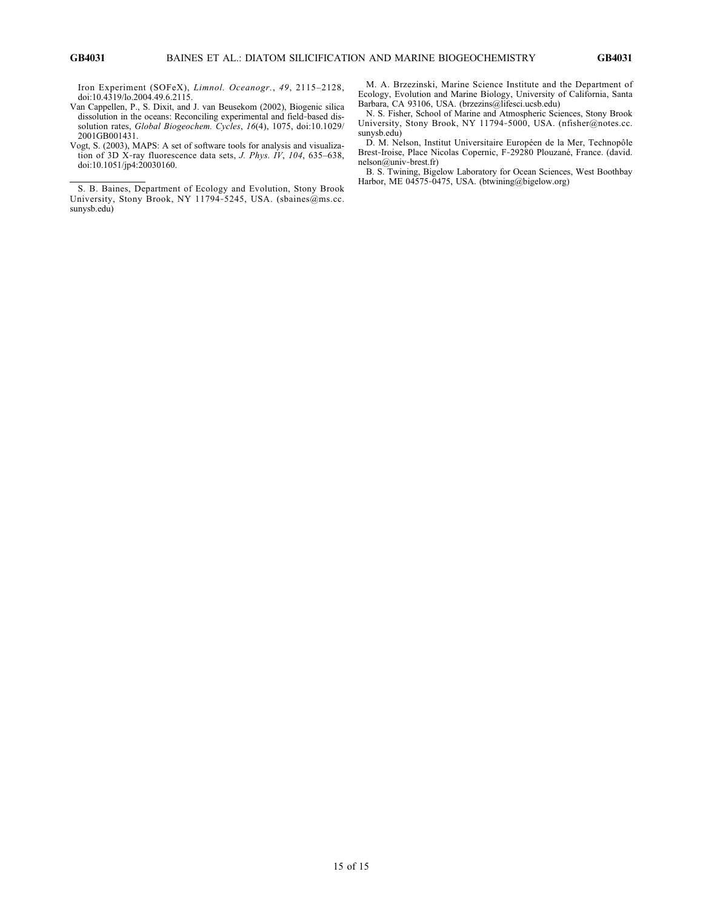Iron Experiment (SOFeX), *Limnol. Oceanogr.*, *49*, 2115–2128, doi:10.4319/lo.2004.49.6.2115.

Van Cappellen, P., S. Dixit, and J. van Beusekom (2002), Biogenic silica dissolution in the oceans: Reconciling experimental and field-based dissolution rates, *Global Biogeochem. Cycles*, *16*(4), 1075, doi:10.1029/2001GB001431.

Vogt, S. (2003), MAPS: A set of software tools for analysis and visualization of 3D X-ray fluorescence data sets, *J. Phys. IV*, *104*, 635–638, doi:10.1051/jp4:20030160.

---

S. B. Baines, Department of Ecology and Evolution, Stony Brook University, Stony Brook, NY 11794-5245, USA. (sbaines@ms.cc.sunysb.edu)

M. A. Brzezinski, Marine Science Institute and the Department of Ecology, Evolution and Marine Biology, University of California, Santa Barbara, CA 93106, USA. (brzezins@lifesci.ucsb.edu)

N. S. Fisher, School of Marine and Atmospheric Sciences, Stony Brook University, Stony Brook, NY 11794-5000, USA. (nfisher@notes.cc.sunysb.edu)

D. M. Nelson, Institut Universitaire Européen de la Mer, Technopôle Brest-Iroise, Place Nicolas Copernic, F-29280 Plouzané, France. (david.nelson@univ-brest.fr)

B. S. Twining, Bigelow Laboratory for Ocean Sciences, West Boothbay Harbor, ME 04575-0475, USA. (btwining@bigelow.org)